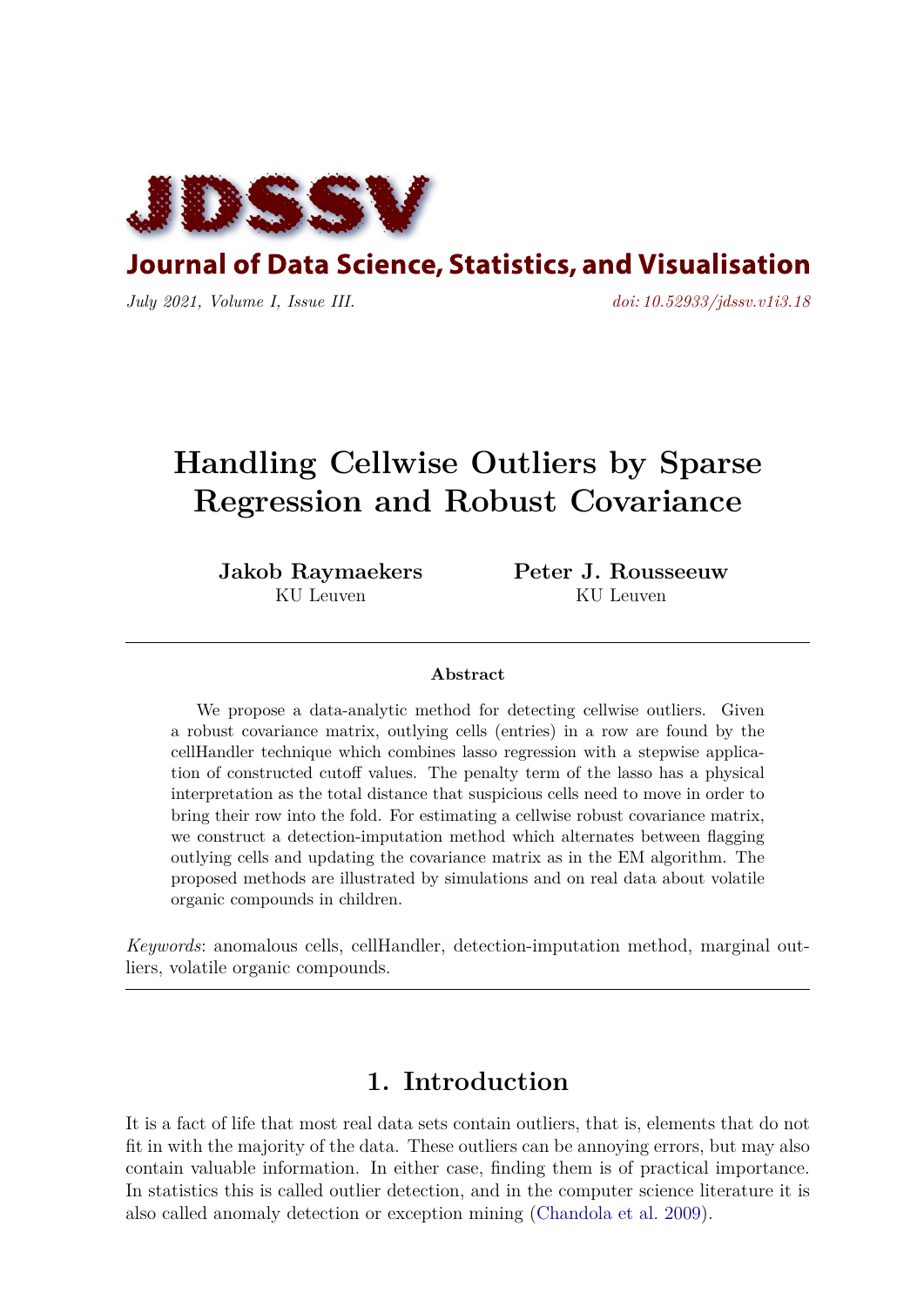# Journal of Data Science, Statistics, and Visualisation

*July 2021, Volume I, Issue III.* *doi: 10.52933/jdssv.v1i3.18*

# Handling Cellwise Outliers by Sparse Regression and Robust Covariance

**Jakob Raymaekers**
KU Leuven

**Peter J. Rousseeuw**
KU Leuven

### Abstract

We propose a data-analytic method for detecting cellwise outliers. Given a robust covariance matrix, outlying cells (entries) in a row are found by the cellHandler technique which combines lasso regression with a stepwise application of constructed cutoff values. The penalty term of the lasso has a physical interpretation as the total distance that suspicious cells need to move in order to bring their row into the fold. For estimating a cellwise robust covariance matrix, we construct a detection-imputation method which alternates between flagging outlying cells and updating the covariance matrix as in the EM algorithm. The proposed methods are illustrated by simulations and on real data about volatile organic compounds in children.

*Keywords*: anomalous cells, cellHandler, detection-imputation method, marginal outliers, volatile organic compounds.

## 1. Introduction

It is a fact of life that most real data sets contain outliers, that is, elements that do not fit in with the majority of the data. These outliers can be annoying errors, but may also contain valuable information. In either case, finding them is of practical importance. In statistics this is called outlier detection, and in the computer science literature it is also called anomaly detection or exception mining (Chandola et al. 2009).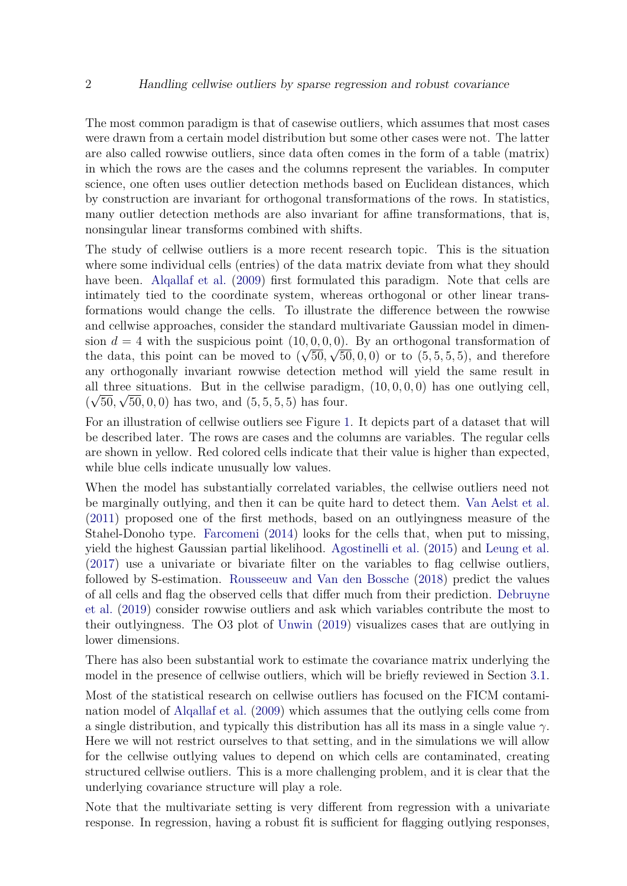The most common paradigm is that of casewise outliers, which assumes that most cases were drawn from a certain model distribution but some other cases were not. The latter are also called rowwise outliers, since data often comes in the form of a table (matrix) in which the rows are the cases and the columns represent the variables. In computer science, one often uses outlier detection methods based on Euclidean distances, which by construction are invariant for orthogonal transformations of the rows. In statistics, many outlier detection methods are also invariant for affine transformations, that is, nonsingular linear transforms combined with shifts.

The study of cellwise outliers is a more recent research topic. This is the situation where some individual cells (entries) of the data matrix deviate from what they should have been. Alqallaf et al. (2009) first formulated this paradigm. Note that cells are intimately tied to the coordinate system, whereas orthogonal or other linear transformations would change the cells. To illustrate the difference between the rowwise and cellwise approaches, consider the standard multivariate Gaussian model in dimension $d = 4$ with the suspicious point $(10, 0, 0, 0)$. By an orthogonal transformation of the data, this point can be moved to $(\sqrt{50}, \sqrt{50}, 0, 0)$ or to $(5, 5, 5, 5)$, and therefore any orthogonally invariant rowwise detection method will yield the same result in all three situations. But in the cellwise paradigm, $(10, 0, 0, 0)$ has one outlying cell, $(\sqrt{50}, \sqrt{50}, 0, 0)$ has two, and $(5, 5, 5, 5)$ has four.

For an illustration of cellwise outliers see Figure 1. It depicts part of a dataset that will be described later. The rows are cases and the columns are variables. The regular cells are shown in yellow. Red colored cells indicate that their value is higher than expected, while blue cells indicate unusually low values.

When the model has substantially correlated variables, the cellwise outliers need not be marginally outlying, and then it can be quite hard to detect them. Van Aelst et al. (2011) proposed one of the first methods, based on an outlyingness measure of the Stahel-Donoho type. Farcomeni (2014) looks for the cells that, when put to missing, yield the highest Gaussian partial likelihood. Agostinelli et al. (2015) and Leung et al. (2017) use a univariate or bivariate filter on the variables to flag cellwise outliers, followed by S-estimation. Rousseeuw and Van den Bossche (2018) predict the values of all cells and flag the observed cells that differ much from their prediction. Debruyne et al. (2019) consider rowwise outliers and ask which variables contribute the most to their outlyingness. The O3 plot of Unwin (2019) visualizes cases that are outlying in lower dimensions.

There has also been substantial work to estimate the covariance matrix underlying the model in the presence of cellwise outliers, which will be briefly reviewed in Section 3.1.

Most of the statistical research on cellwise outliers has focused on the FICM contamination model of Alqallaf et al. (2009) which assumes that the outlying cells come from a single distribution, and typically this distribution has all its mass in a single value $\gamma$. Here we will not restrict ourselves to that setting, and in the simulations we will allow for the cellwise outlying values to depend on which cells are contaminated, creating structured cellwise outliers. This is a more challenging problem, and it is clear that the underlying covariance structure will play a role.

Note that the multivariate setting is very different from regression with a univariate response. In regression, having a robust fit is sufficient for flagging outlying responses,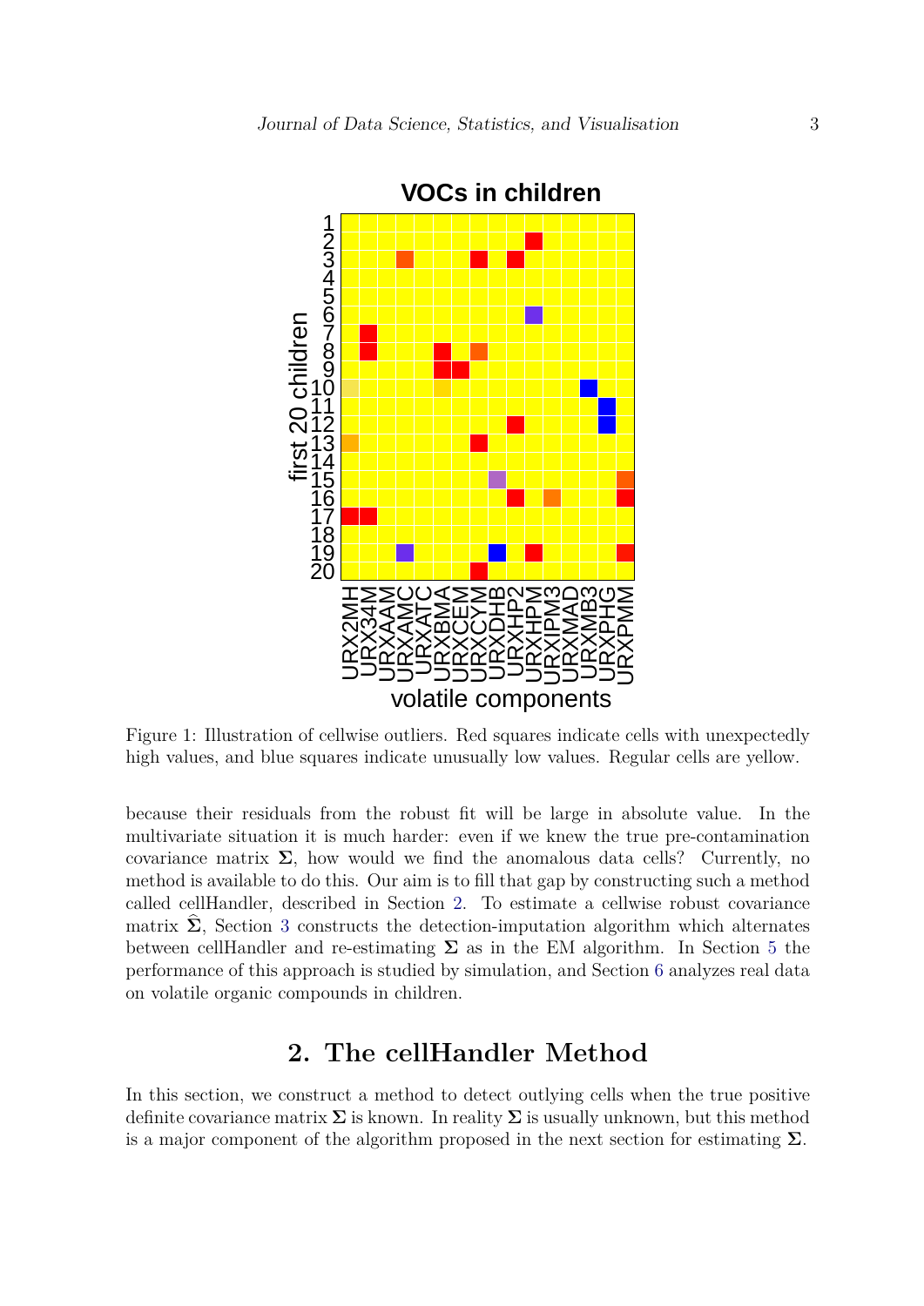Figure 1: Illustration of cellwise outliers. Red squares indicate cells with unexpectedly high values, and blue squares indicate unusually low values. Regular cells are yellow.

because their residuals from the robust fit will be large in absolute value. In the multivariate situation it is much harder: even if we knew the true pre-contamination covariance matrix $\mathbf{\Sigma}$, how would we find the anomalous data cells? Currently, no method is available to do this. Our aim is to fill that gap by constructing such a method called cellHandler, described in Section 2. To estimate a cellwise robust covariance matrix $\hat{\mathbf{\Sigma}}$, Section 3 constructs the detection-imputation algorithm which alternates between cellHandler and re-estimating $\mathbf{\Sigma}$ as in the EM algorithm. In Section 5 the performance of this approach is studied by simulation, and Section 6 analyzes real data on volatile organic compounds in children.

## 2. The cellHandler Method

In this section, we construct a method to detect outlying cells when the true positive definite covariance matrix $\mathbf{\Sigma}$ is known. In reality $\mathbf{\Sigma}$ is usually unknown, but this method is a major component of the algorithm proposed in the next section for estimating $\mathbf{\Sigma}$.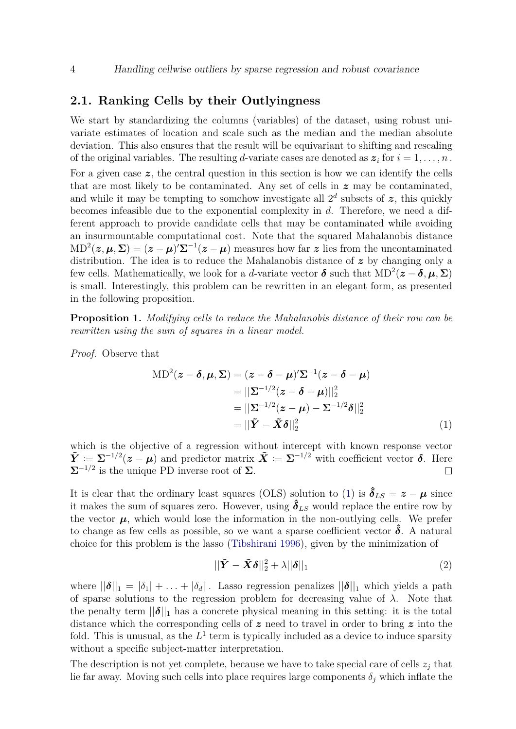## 2.1. Ranking Cells by their Outlyingness

We start by standardizing the columns (variables) of the dataset, using robust univariate estimates of location and scale such as the median and the median absolute deviation. This also ensures that the result will be equivariant to shifting and rescaling of the original variables. The resulting $d$-variate cases are denoted as $\boldsymbol{z}_i$ for $i = 1, \ldots, n$.

For a given case $\boldsymbol{z}$, the central question in this section is how we can identify the cells that are most likely to be contaminated. Any set of cells in $\boldsymbol{z}$ may be contaminated, and while it may be tempting to somehow investigate all $2^d$ subsets of $\boldsymbol{z}$, this quickly becomes infeasible due to the exponential complexity in $d$. Therefore, we need a different approach to provide candidate cells that may be contaminated while avoiding an insurmountable computational cost. Note that the squared Mahalanobis distance $\text{MD}^2(\boldsymbol{z}, \boldsymbol{\mu}, \boldsymbol{\Sigma}) = (\boldsymbol{z} - \boldsymbol{\mu})'\boldsymbol{\Sigma}^{-1}(\boldsymbol{z} - \boldsymbol{\mu})$ measures how far $\boldsymbol{z}$ lies from the uncontaminated distribution. The idea is to reduce the Mahalanobis distance of $\boldsymbol{z}$ by changing only a few cells. Mathematically, we look for a $d$-variate vector $\boldsymbol{\delta}$ such that $\text{MD}^2(\boldsymbol{z} - \boldsymbol{\delta}, \boldsymbol{\mu}, \boldsymbol{\Sigma})$ is small. Interestingly, this problem can be rewritten in an elegant form, as presented in the following proposition.

**Proposition 1.** *Modifying cells to reduce the Mahalanobis distance of their row can be rewritten using the sum of squares in a linear model.*

*Proof.* Observe that

$$
\begin{aligned}
\text{MD}^2(\boldsymbol{z} - \boldsymbol{\delta}, \boldsymbol{\mu}, \boldsymbol{\Sigma}) &= (\boldsymbol{z} - \boldsymbol{\delta} - \boldsymbol{\mu})'\boldsymbol{\Sigma}^{-1}(\boldsymbol{z} - \boldsymbol{\delta} - \boldsymbol{\mu}) \\
&= ||\boldsymbol{\Sigma}^{-1/2}(\boldsymbol{z} - \boldsymbol{\delta} - \boldsymbol{\mu})||_2^2 \\
&= ||\boldsymbol{\Sigma}^{-1/2}(\boldsymbol{z} - \boldsymbol{\mu}) - \boldsymbol{\Sigma}^{-1/2}\boldsymbol{\delta}||_2^2 \\
&= ||\tilde{\boldsymbol{Y}} - \tilde{\boldsymbol{X}}\boldsymbol{\delta}||_2^2 \qquad (1)
\end{aligned}
$$

which is the objective of a regression without intercept with known response vector $\tilde{\boldsymbol{Y}} := \boldsymbol{\Sigma}^{-1/2}(\boldsymbol{z} - \boldsymbol{\mu})$ and predictor matrix $\tilde{\boldsymbol{X}} := \boldsymbol{\Sigma}^{-1/2}$ with coefficient vector $\boldsymbol{\delta}$. Here $\boldsymbol{\Sigma}^{-1/2}$ is the unique PD inverse root of $\boldsymbol{\Sigma}$. $\square$

It is clear that the ordinary least squares (OLS) solution to (1) is $\hat{\boldsymbol{\delta}}_{LS} = \boldsymbol{z} - \boldsymbol{\mu}$ since it makes the sum of squares zero. However, using $\hat{\boldsymbol{\delta}}_{LS}$ would replace the entire row by the vector $\boldsymbol{\mu}$, which would lose the information in the non-outlying cells. We prefer to change as few cells as possible, so we want a sparse coefficient vector $\hat{\boldsymbol{\delta}}$. A natural choice for this problem is the lasso (Tibshirani 1996), given by the minimization of

$$
||\tilde{\boldsymbol{Y}} - \tilde{\boldsymbol{X}}\boldsymbol{\delta}||_2^2 + \lambda||\boldsymbol{\delta}||_1 \qquad (2)
$$

where $||\boldsymbol{\delta}||_1 = |\delta_1| + \ldots + |\delta_d|$. Lasso regression penalizes $||\boldsymbol{\delta}||_1$ which yields a path of sparse solutions to the regression problem for decreasing value of $\lambda$. Note that the penalty term $||\boldsymbol{\delta}||_1$ has a concrete physical meaning in this setting: it is the total distance which the corresponding cells of $\boldsymbol{z}$ need to travel in order to bring $\boldsymbol{z}$ into the fold. This is unusual, as the $L^1$ term is typically included as a device to induce sparsity without a specific subject-matter interpretation.

The description is not yet complete, because we have to take special care of cells $z_j$ that lie far away. Moving such cells into place requires large components $\delta_j$ which inflate the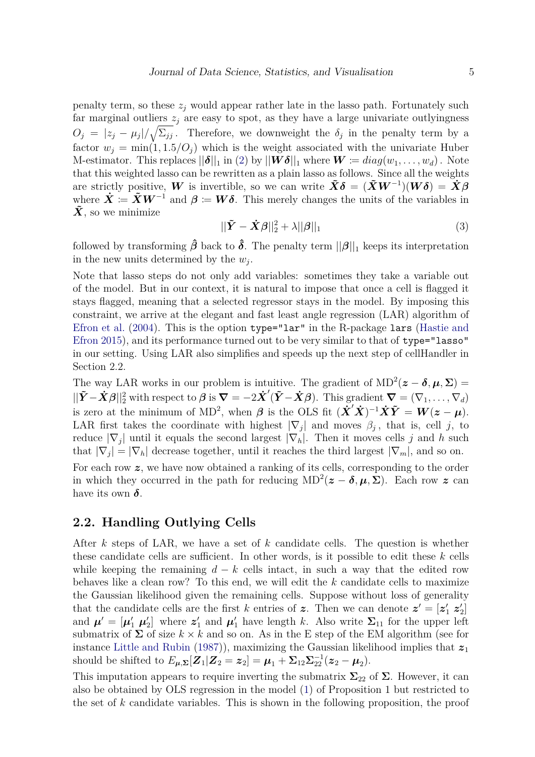penalty term, so these $z_j$ would appear rather late in the lasso path. Fortunately such far marginal outliers $z_j$ are easy to spot, as they have a large univariate outlyingness $O_j = |z_j - \mu_j|/\sqrt{\Sigma_{jj}}$. Therefore, we downweight the $\delta_j$ in the penalty term by a factor $w_j = \min(1, 1.5/O_j)$ which is the weight associated with the univariate Huber M-estimator. This replaces $||\boldsymbol{\delta}||_1$ in (2) by $||\boldsymbol{W}\boldsymbol{\delta}||_1$ where $\boldsymbol{W} \coloneqq diag(w_1, \ldots, w_d)$. Note that this weighted lasso can be rewritten as a plain lasso as follows. Since all the weights are strictly positive, $\boldsymbol{W}$ is invertible, so we can write $\tilde{\boldsymbol{X}}\boldsymbol{\delta} = (\tilde{\boldsymbol{X}}\boldsymbol{W}^{-1})(\boldsymbol{W}\boldsymbol{\delta}) = \dot{\boldsymbol{X}}\boldsymbol{\beta}$ where $\dot{\boldsymbol{X}} \coloneqq \tilde{\boldsymbol{X}}\boldsymbol{W}^{-1}$ and $\boldsymbol{\beta} \coloneqq \boldsymbol{W}\boldsymbol{\delta}$. This merely changes the units of the variables in $\tilde{\boldsymbol{X}}$, so we minimize

$$||\tilde{\boldsymbol{Y}} - \dot{\boldsymbol{X}}\boldsymbol{\beta}||_2^2 + \lambda||\boldsymbol{\beta}||_1 \tag{3}$$

followed by transforming $\hat{\boldsymbol{\beta}}$ back to $\hat{\boldsymbol{\delta}}$. The penalty term $||\boldsymbol{\beta}||_1$ keeps its interpretation in the new units determined by the $w_j$.

Note that lasso steps do not only add variables: sometimes they take a variable out of the model. But in our context, it is natural to impose that once a cell is flagged it stays flagged, meaning that a selected regressor stays in the model. By imposing this constraint, we arrive at the elegant and fast least angle regression (LAR) algorithm of Efron et al. (2004). This is the option `type="lar"` in the R-package `lars` (Hastie and Efron 2015), and its performance turned out to be very similar to that of `type="lasso"` in our setting. Using LAR also simplifies and speeds up the next step of cellHandler in Section 2.2.

The way LAR works in our problem is intuitive. The gradient of $\text{MD}^2(\boldsymbol{z} - \boldsymbol{\delta}, \boldsymbol{\mu}, \boldsymbol{\Sigma}) = ||\tilde{\boldsymbol{Y}} - \dot{\boldsymbol{X}}\boldsymbol{\beta}||_2^2$ with respect to $\boldsymbol{\beta}$ is $\boldsymbol{\nabla} = -2\dot{\boldsymbol{X}}'(\tilde{\boldsymbol{Y}} - \dot{\boldsymbol{X}}\boldsymbol{\beta})$. This gradient $\boldsymbol{\nabla} = (\nabla_1, \ldots, \nabla_d)$ is zero at the minimum of $\text{MD}^2$, when $\boldsymbol{\beta}$ is the OLS fit $(\dot{\boldsymbol{X}}'\dot{\boldsymbol{X}})^{-1}\dot{\boldsymbol{X}}\tilde{\boldsymbol{Y}} = \boldsymbol{W}(\boldsymbol{z} - \boldsymbol{\mu})$. LAR first takes the coordinate with highest $|\nabla_j|$ and moves $\beta_j$, that is, cell $j$, to reduce $|\nabla_j|$ until it equals the second largest $|\nabla_h|$. Then it moves cells $j$ and $h$ such that $|\nabla_j| = |\nabla_h|$ decrease together, until it reaches the third largest $|\nabla_m|$, and so on.

For each row $\boldsymbol{z}$, we have now obtained a ranking of its cells, corresponding to the order in which they occurred in the path for reducing $\text{MD}^2(\boldsymbol{z} - \boldsymbol{\delta}, \boldsymbol{\mu}, \boldsymbol{\Sigma})$. Each row $\boldsymbol{z}$ can have its own $\boldsymbol{\delta}$.

## 2.2. Handling Outlying Cells

After $k$ steps of LAR, we have a set of $k$ candidate cells. The question is whether these candidate cells are sufficient. In other words, is it possible to edit these $k$ cells while keeping the remaining $d - k$ cells intact, in such a way that the edited row behaves like a clean row? To this end, we will edit the $k$ candidate cells to maximize the Gaussian likelihood given the remaining cells. Suppose without loss of generality that the candidate cells are the first $k$ entries of $\boldsymbol{z}$. Then we can denote $\boldsymbol{z}' = [\boldsymbol{z}_1' \ \boldsymbol{z}_2']$ and $\boldsymbol{\mu}' = [\boldsymbol{\mu}_1' \ \boldsymbol{\mu}_2']$ where $\boldsymbol{z}_1'$ and $\boldsymbol{\mu}_1'$ have length $k$. Also write $\boldsymbol{\Sigma}_{11}$ for the upper left submatrix of $\boldsymbol{\Sigma}$ of size $k \times k$ and so on. As in the E step of the EM algorithm (see for instance Little and Rubin (1987)), maximizing the Gaussian likelihood implies that $\boldsymbol{z}_1$ should be shifted to $E_{\boldsymbol{\mu},\boldsymbol{\Sigma}}[\boldsymbol{Z}_1|\boldsymbol{Z}_2 = \boldsymbol{z}_2] = \boldsymbol{\mu}_1 + \boldsymbol{\Sigma}_{12}\boldsymbol{\Sigma}_{22}^{-1}(\boldsymbol{z}_2 - \boldsymbol{\mu}_2)$.

This imputation appears to require inverting the submatrix $\boldsymbol{\Sigma}_{22}$ of $\boldsymbol{\Sigma}$. However, it can also be obtained by OLS regression in the model (1) of Proposition 1 but restricted to the set of $k$ candidate variables. This is shown in the following proposition, the proof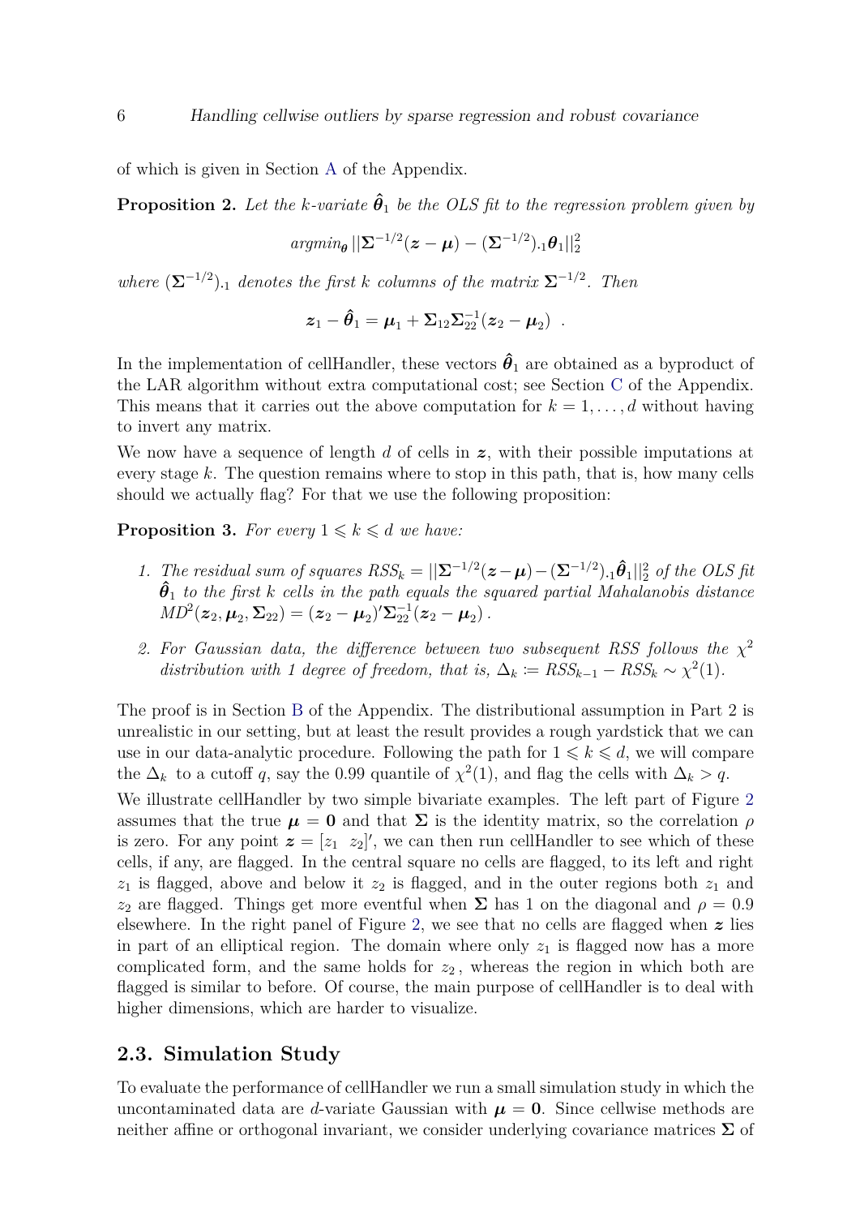of which is given in Section A of the Appendix.

**Proposition 2.** *Let the k-variate $\hat{\boldsymbol{\theta}}_1$ be the OLS fit to the regression problem given by*

$$argmin_{\boldsymbol{\theta}} ||\boldsymbol{\Sigma}^{-1/2}(\boldsymbol{z} - \boldsymbol{\mu}) - (\boldsymbol{\Sigma}^{-1/2})_{.1}\boldsymbol{\theta}_1||_2^2$$

*where $(\boldsymbol{\Sigma}^{-1/2})_{.1}$ denotes the first $k$ columns of the matrix $\boldsymbol{\Sigma}^{-1/2}$. Then*

$$\boldsymbol{z}_1 - \hat{\boldsymbol{\theta}}_1 = \boldsymbol{\mu}_1 + \boldsymbol{\Sigma}_{12}\boldsymbol{\Sigma}_{22}^{-1}(\boldsymbol{z}_2 - \boldsymbol{\mu}_2) \ .$$

In the implementation of cellHandler, these vectors $\hat{\boldsymbol{\theta}}_1$ are obtained as a byproduct of the LAR algorithm without extra computational cost; see Section C of the Appendix. This means that it carries out the above computation for $k = 1, \ldots, d$ without having to invert any matrix.

We now have a sequence of length $d$ of cells in $\boldsymbol{z}$, with their possible imputations at every stage $k$. The question remains where to stop in this path, that is, how many cells should we actually flag? For that we use the following proposition:

**Proposition 3.** *For every $1 \leqslant k \leqslant d$ we have:*

1. *The residual sum of squares $RSS_k = ||\boldsymbol{\Sigma}^{-1/2}(\boldsymbol{z}-\boldsymbol{\mu}) - (\boldsymbol{\Sigma}^{-1/2})_{.1}\hat{\boldsymbol{\theta}}_1||_2^2$ of the OLS fit $\hat{\boldsymbol{\theta}}_1$ to the first $k$ cells in the path equals the squared partial Mahalanobis distance $MD^2(\boldsymbol{z}_2, \boldsymbol{\mu}_2, \boldsymbol{\Sigma}_{22}) = (\boldsymbol{z}_2 - \boldsymbol{\mu}_2)'\boldsymbol{\Sigma}_{22}^{-1}(\boldsymbol{z}_2 - \boldsymbol{\mu}_2)$.*
2. *For Gaussian data, the difference between two subsequent RSS follows the $\chi^2$ distribution with 1 degree of freedom, that is, $\Delta_k \coloneqq RSS_{k-1} - RSS_k \sim \chi^2(1)$.*

The proof is in Section B of the Appendix. The distributional assumption in Part 2 is unrealistic in our setting, but at least the result provides a rough yardstick that we can use in our data-analytic procedure. Following the path for $1 \leqslant k \leqslant d$, we will compare the $\Delta_k$ to a cutoff $q$, say the 0.99 quantile of $\chi^2(1)$, and flag the cells with $\Delta_k > q$.

We illustrate cellHandler by two simple bivariate examples. The left part of Figure 2 assumes that the true $\boldsymbol{\mu} = \boldsymbol{0}$ and that $\boldsymbol{\Sigma}$ is the identity matrix, so the correlation $\rho$ is zero. For any point $\boldsymbol{z} = [z_1 \ \ z_2]'$, we can then run cellHandler to see which of these cells, if any, are flagged. In the central square no cells are flagged, to its left and right $z_1$ is flagged, above and below it $z_2$ is flagged, and in the outer regions both $z_1$ and $z_2$ are flagged. Things get more eventful when $\boldsymbol{\Sigma}$ has 1 on the diagonal and $\rho = 0.9$ elsewhere. In the right panel of Figure 2, we see that no cells are flagged when $\boldsymbol{z}$ lies in part of an elliptical region. The domain where only $z_1$ is flagged now has a more complicated form, and the same holds for $z_2$, whereas the region in which both are flagged is similar to before. Of course, the main purpose of cellHandler is to deal with higher dimensions, which are harder to visualize.

## 2.3. Simulation Study

To evaluate the performance of cellHandler we run a small simulation study in which the uncontaminated data are $d$-variate Gaussian with $\boldsymbol{\mu} = \boldsymbol{0}$. Since cellwise methods are neither affine or orthogonal invariant, we consider underlying covariance matrices $\boldsymbol{\Sigma}$ of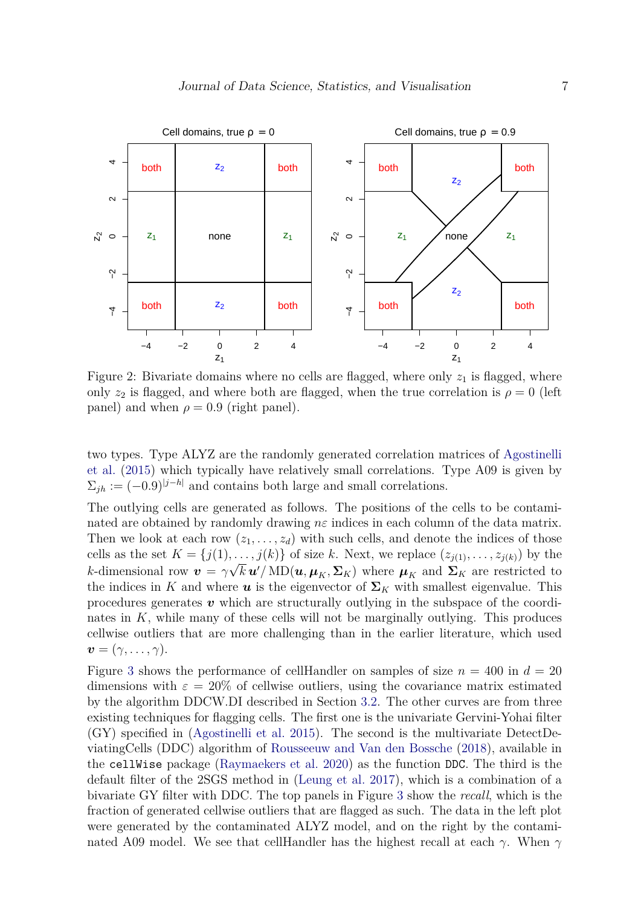Figure 2: Bivariate domains where no cells are flagged, where only $z_1$ is flagged, where only $z_2$ is flagged, and where both are flagged, when the true correlation is $\rho = 0$ (left panel) and when $\rho = 0.9$ (right panel).

two types. Type ALYZ are the randomly generated correlation matrices of Agostinelli et al. (2015) which typically have relatively small correlations. Type A09 is given by $\Sigma_{jh} := (-0.9)^{|j-h|}$ and contains both large and small correlations.

The outlying cells are generated as follows. The positions of the cells to be contaminated are obtained by randomly drawing $n\varepsilon$ indices in each column of the data matrix. Then we look at each row $(z_1, \ldots, z_d)$ with such cells, and denote the indices of those cells as the set $K = \{j(1), \ldots, j(k)\}$ of size $k$. Next, we replace $(z_{j(1)}, \ldots, z_{j(k)})$ by the $k$-dimensional row $\boldsymbol{v} = \gamma\sqrt{k}\,\boldsymbol{u}'/\,\mathrm{MD}(\boldsymbol{u}, \boldsymbol{\mu}_K, \boldsymbol{\Sigma}_K)$ where $\boldsymbol{\mu}_K$ and $\boldsymbol{\Sigma}_K$ are restricted to the indices in $K$ and where $\boldsymbol{u}$ is the eigenvector of $\boldsymbol{\Sigma}_K$ with smallest eigenvalue. This procedures generates $\boldsymbol{v}$ which are structurally outlying in the subspace of the coordinates in $K$, while many of these cells will not be marginally outlying. This produces cellwise outliers that are more challenging than in the earlier literature, which used $\boldsymbol{v} = (\gamma, \ldots, \gamma)$.

Figure 3 shows the performance of cellHandler on samples of size $n = 400$ in $d = 20$ dimensions with $\varepsilon = 20\%$ of cellwise outliers, using the covariance matrix estimated by the algorithm DDCW.DI described in Section 3.2. The other curves are from three existing techniques for flagging cells. The first one is the univariate Gervini-Yohai filter (GY) specified in (Agostinelli et al. 2015). The second is the multivariate DetectDeviatingCells (DDC) algorithm of Rousseeuw and Van den Bossche (2018), available in the `cellWise` package (Raymaekers et al. 2020) as the function `DDC`. The third is the default filter of the 2SGS method in (Leung et al. 2017), which is a combination of a bivariate GY filter with DDC. The top panels in Figure 3 show the *recall*, which is the fraction of generated cellwise outliers that are flagged as such. The data in the left plot were generated by the contaminated ALYZ model, and on the right by the contaminated A09 model. We see that cellHandler has the highest recall at each $\gamma$. When $\gamma$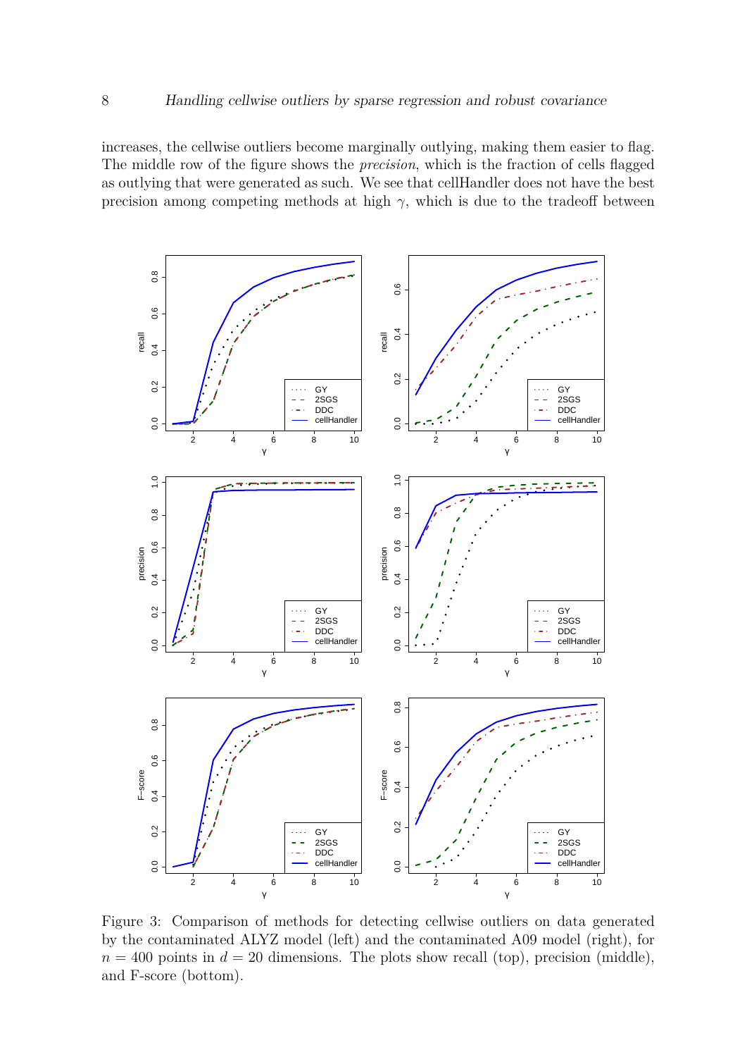increases, the cellwise outliers become marginally outlying, making them easier to flag. The middle row of the figure shows the *precision*, which is the fraction of cells flagged as outlying that were generated as such. We see that cellHandler does not have the best precision among competing methods at high $\gamma$, which is due to the tradeoff between

Figure 3: Comparison of methods for detecting cellwise outliers on data generated by the contaminated ALYZ model (left) and the contaminated A09 model (right), for $n = 400$ points in $d = 20$ dimensions. The plots show recall (top), precision (middle), and F-score (bottom).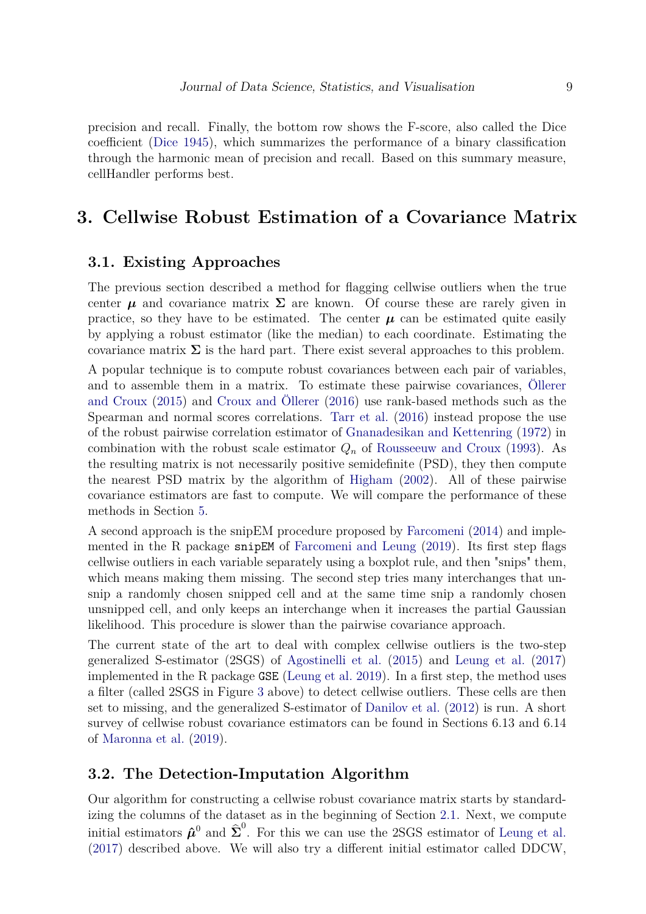precision and recall. Finally, the bottom row shows the F-score, also called the Dice coefficient (Dice 1945), which summarizes the performance of a binary classification through the harmonic mean of precision and recall. Based on this summary measure, cellHandler performs best.

# 3. Cellwise Robust Estimation of a Covariance Matrix

## 3.1. Existing Approaches

The previous section described a method for flagging cellwise outliers when the true center $\boldsymbol{\mu}$ and covariance matrix $\boldsymbol{\Sigma}$ are known. Of course these are rarely given in practice, so they have to be estimated. The center $\boldsymbol{\mu}$ can be estimated quite easily by applying a robust estimator (like the median) to each coordinate. Estimating the covariance matrix $\boldsymbol{\Sigma}$ is the hard part. There exist several approaches to this problem.

A popular technique is to compute robust covariances between each pair of variables, and to assemble them in a matrix. To estimate these pairwise covariances, Öllerer and Croux (2015) and Croux and Öllerer (2016) use rank-based methods such as the Spearman and normal scores correlations. Tarr et al. (2016) instead propose the use of the robust pairwise correlation estimator of Gnanadesikan and Kettenring (1972) in combination with the robust scale estimator $Q_n$ of Rousseeuw and Croux (1993). As the resulting matrix is not necessarily positive semidefinite (PSD), they then compute the nearest PSD matrix by the algorithm of Higham (2002). All of these pairwise covariance estimators are fast to compute. We will compare the performance of these methods in Section 5.

A second approach is the snipEM procedure proposed by Farcomeni (2014) and implemented in the R package `snipEM` of Farcomeni and Leung (2019). Its first step flags cellwise outliers in each variable separately using a boxplot rule, and then "snips" them, which means making them missing. The second step tries many interchanges that unsnip a randomly chosen snipped cell and at the same time snip a randomly chosen unsnipped cell, and only keeps an interchange when it increases the partial Gaussian likelihood. This procedure is slower than the pairwise covariance approach.

The current state of the art to deal with complex cellwise outliers is the two-step generalized S-estimator (2SGS) of Agostinelli et al. (2015) and Leung et al. (2017) implemented in the R package `GSE` (Leung et al. 2019). In a first step, the method uses a filter (called 2SGS in Figure 3 above) to detect cellwise outliers. These cells are then set to missing, and the generalized S-estimator of Danilov et al. (2012) is run. A short survey of cellwise robust covariance estimators can be found in Sections 6.13 and 6.14 of Maronna et al. (2019).

## 3.2. The Detection-Imputation Algorithm

Our algorithm for constructing a cellwise robust covariance matrix starts by standardizing the columns of the dataset as in the beginning of Section 2.1. Next, we compute initial estimators $\hat{\boldsymbol{\mu}}^0$ and $\widehat{\boldsymbol{\Sigma}}^0$. For this we can use the 2SGS estimator of Leung et al. (2017) described above. We will also try a different initial estimator called DDCW,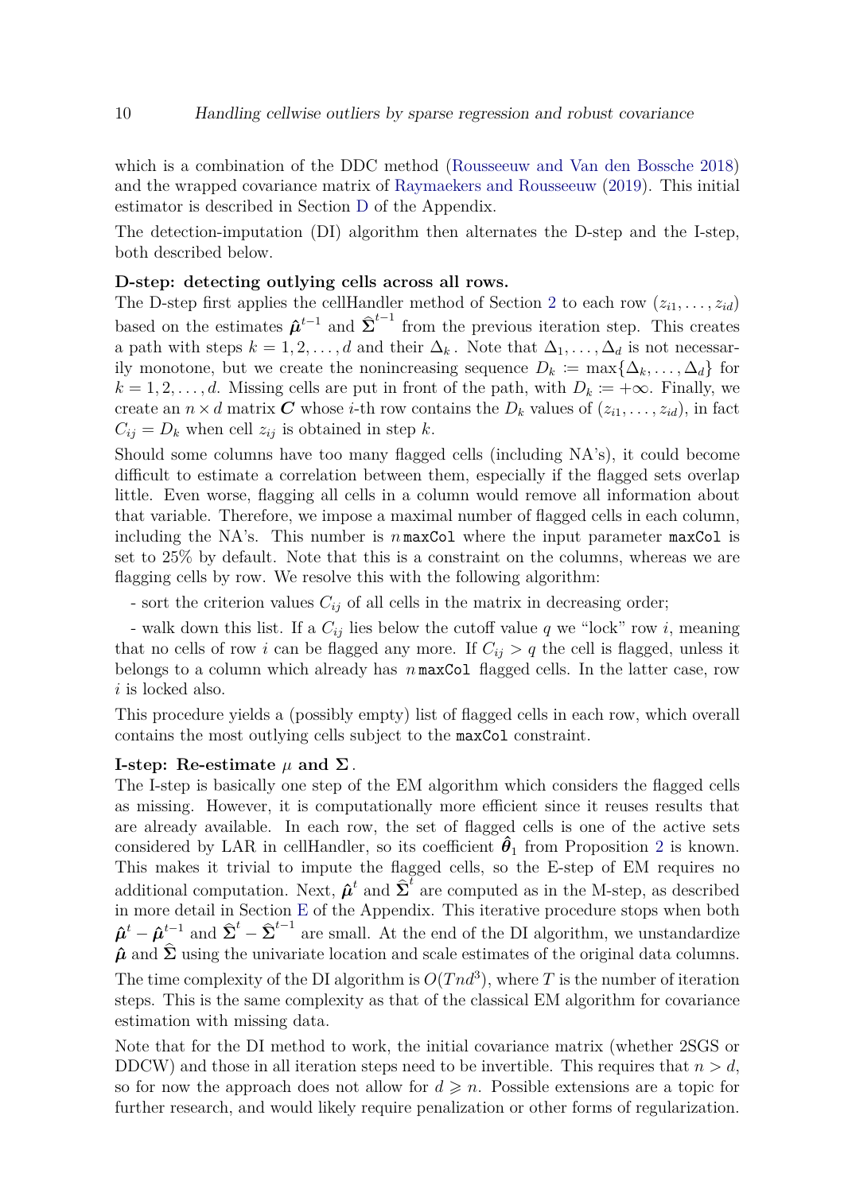which is a combination of the DDC method (Rousseeuw and Van den Bossche 2018) and the wrapped covariance matrix of Raymaekers and Rousseeuw (2019). This initial estimator is described in Section D of the Appendix.

The detection-imputation (DI) algorithm then alternates the D-step and the I-step, both described below.

**D-step: detecting outlying cells across all rows.**

The D-step first applies the cellHandler method of Section 2 to each row $(z_{i1},\ldots,z_{id})$ based on the estimates $\hat{\boldsymbol{\mu}}^{t-1}$ and $\widehat{\boldsymbol{\Sigma}}^{t-1}$ from the previous iteration step. This creates a path with steps $k=1,2,\ldots,d$ and their $\Delta_k$. Note that $\Delta_1,\ldots,\Delta_d$ is not necessarily monotone, but we create the nonincreasing sequence $D_k \coloneqq \max\{\Delta_k,\ldots,\Delta_d\}$ for $k=1,2,\ldots,d$. Missing cells are put in front of the path, with $D_k \coloneqq +\infty$. Finally, we create an $n \times d$ matrix $\boldsymbol{C}$ whose $i$-th row contains the $D_k$ values of $(z_{i1},\ldots,z_{id})$, in fact $C_{ij} = D_k$ when cell $z_{ij}$ is obtained in step $k$.

Should some columns have too many flagged cells (including NA's), it could become difficult to estimate a correlation between them, especially if the flagged sets overlap little. Even worse, flagging all cells in a column would remove all information about that variable. Therefore, we impose a maximal number of flagged cells in each column, including the NA's. This number is $n$ `maxCol` where the input parameter `maxCol` is set to 25% by default. Note that this is a constraint on the columns, whereas we are flagging cells by row. We resolve this with the following algorithm:

- sort the criterion values $C_{ij}$ of all cells in the matrix in decreasing order;

- walk down this list. If a $C_{ij}$ lies below the cutoff value $q$ we "lock" row $i$, meaning that no cells of row $i$ can be flagged any more. If $C_{ij} > q$ the cell is flagged, unless it belongs to a column which already has $n$ `maxCol` flagged cells. In the latter case, row $i$ is locked also.

This procedure yields a (possibly empty) list of flagged cells in each row, which overall contains the most outlying cells subject to the `maxCol` constraint.

**I-step: Re-estimate $\mu$ and $\boldsymbol{\Sigma}$.**

The I-step is basically one step of the EM algorithm which considers the flagged cells as missing. However, it is computationally more efficient since it reuses results that are already available. In each row, the set of flagged cells is one of the active sets considered by LAR in cellHandler, so its coefficient $\hat{\boldsymbol{\theta}}_1$ from Proposition 2 is known. This makes it trivial to impute the flagged cells, so the E-step of EM requires no additional computation. Next, $\hat{\boldsymbol{\mu}}^{t}$ and $\widehat{\boldsymbol{\Sigma}}^{t}$ are computed as in the M-step, as described in more detail in Section E of the Appendix. This iterative procedure stops when both $\hat{\boldsymbol{\mu}}^{t} - \hat{\boldsymbol{\mu}}^{t-1}$ and $\widehat{\boldsymbol{\Sigma}}^{t} - \widehat{\boldsymbol{\Sigma}}^{t-1}$ are small. At the end of the DI algorithm, we unstandardize $\hat{\boldsymbol{\mu}}$ and $\widehat{\boldsymbol{\Sigma}}$ using the univariate location and scale estimates of the original data columns.

The time complexity of the DI algorithm is $O(Tnd^3)$, where $T$ is the number of iteration steps. This is the same complexity as that of the classical EM algorithm for covariance estimation with missing data.

Note that for the DI method to work, the initial covariance matrix (whether 2SGS or DDCW) and those in all iteration steps need to be invertible. This requires that $n > d$, so for now the approach does not allow for $d \geqslant n$. Possible extensions are a topic for further research, and would likely require penalization or other forms of regularization.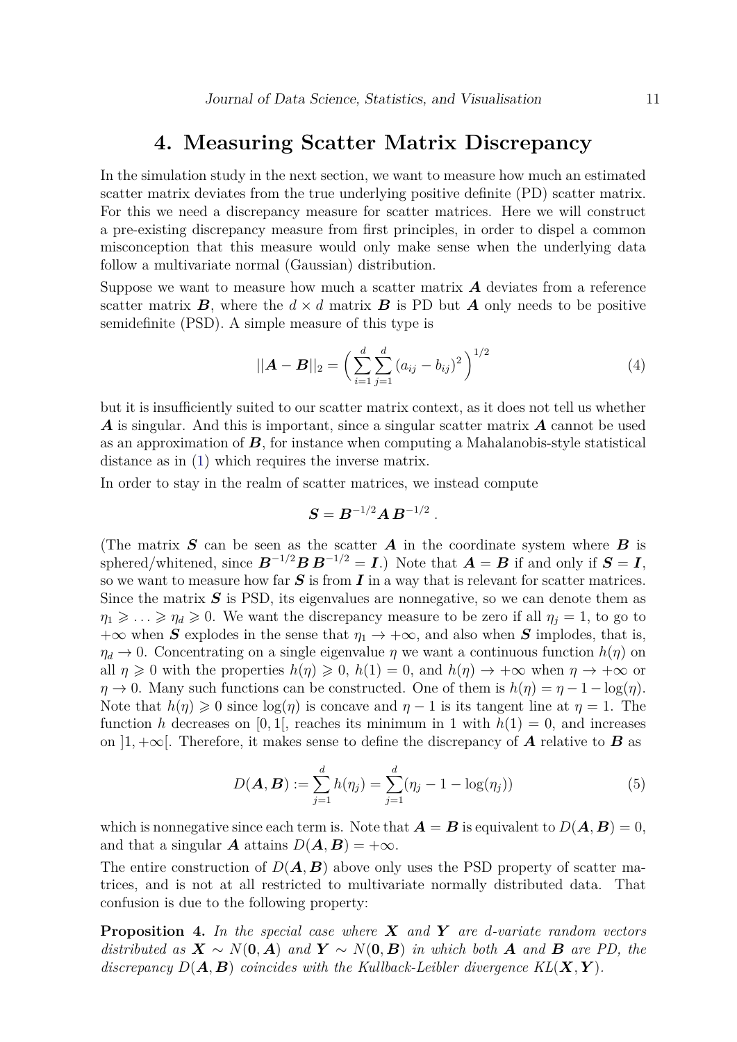# 4. Measuring Scatter Matrix Discrepancy

In the simulation study in the next section, we want to measure how much an estimated scatter matrix deviates from the true underlying positive definite (PD) scatter matrix. For this we need a discrepancy measure for scatter matrices. Here we will construct a pre-existing discrepancy measure from first principles, in order to dispel a common misconception that this measure would only make sense when the underlying data follow a multivariate normal (Gaussian) distribution.

Suppose we want to measure how much a scatter matrix $\boldsymbol{A}$ deviates from a reference scatter matrix $\boldsymbol{B}$, where the $d \times d$ matrix $\boldsymbol{B}$ is PD but $\boldsymbol{A}$ only needs to be positive semidefinite (PSD). A simple measure of this type is

$$||\boldsymbol{A} - \boldsymbol{B}||_2 = \Big( \sum_{i=1}^{d} \sum_{j=1}^{d} (a_{ij} - b_{ij})^2 \Big)^{1/2} \tag{4}$$

but it is insufficiently suited to our scatter matrix context, as it does not tell us whether $\boldsymbol{A}$ is singular. And this is important, since a singular scatter matrix $\boldsymbol{A}$ cannot be used as an approximation of $\boldsymbol{B}$, for instance when computing a Mahalanobis-style statistical distance as in (1) which requires the inverse matrix.

In order to stay in the realm of scatter matrices, we instead compute

$$\boldsymbol{S} = \boldsymbol{B}^{-1/2} \boldsymbol{A} \, \boldsymbol{B}^{-1/2} \, .$$

(The matrix $\boldsymbol{S}$ can be seen as the scatter $\boldsymbol{A}$ in the coordinate system where $\boldsymbol{B}$ is sphered/whitened, since $\boldsymbol{B}^{-1/2} \boldsymbol{B} \, \boldsymbol{B}^{-1/2} = \boldsymbol{I}$.) Note that $\boldsymbol{A} = \boldsymbol{B}$ if and only if $\boldsymbol{S} = \boldsymbol{I}$, so we want to measure how far $\boldsymbol{S}$ is from $\boldsymbol{I}$ in a way that is relevant for scatter matrices. Since the matrix $\boldsymbol{S}$ is PSD, its eigenvalues are nonnegative, so we can denote them as $\eta_1 \geqslant \ldots \geqslant \eta_d \geqslant 0$. We want the discrepancy measure to be zero if all $\eta_j = 1$, to go to $+\infty$ when $\boldsymbol{S}$ explodes in the sense that $\eta_1 \to +\infty$, and also when $\boldsymbol{S}$ implodes, that is, $\eta_d \to 0$. Concentrating on a single eigenvalue $\eta$ we want a continuous function $h(\eta)$ on all $\eta \geqslant 0$ with the properties $h(\eta) \geqslant 0$, $h(1) = 0$, and $h(\eta) \to +\infty$ when $\eta \to +\infty$ or $\eta \to 0$. Many such functions can be constructed. One of them is $h(\eta) = \eta - 1 - \log(\eta)$. Note that $h(\eta) \geqslant 0$ since $\log(\eta)$ is concave and $\eta - 1$ is its tangent line at $\eta = 1$. The function $h$ decreases on $[0, 1[$, reaches its minimum in 1 with $h(1) = 0$, and increases on $]1, +\infty[$. Therefore, it makes sense to define the discrepancy of $\boldsymbol{A}$ relative to $\boldsymbol{B}$ as

$$D(\boldsymbol{A}, \boldsymbol{B}) := \sum_{j=1}^{d} h(\eta_j) = \sum_{j=1}^{d} (\eta_j - 1 - \log(\eta_j)) \tag{5}$$

which is nonnegative since each term is. Note that $\boldsymbol{A} = \boldsymbol{B}$ is equivalent to $D(\boldsymbol{A}, \boldsymbol{B}) = 0$, and that a singular $\boldsymbol{A}$ attains $D(\boldsymbol{A}, \boldsymbol{B}) = +\infty$.

The entire construction of $D(\boldsymbol{A}, \boldsymbol{B})$ above only uses the PSD property of scatter matrices, and is not at all restricted to multivariate normally distributed data. That confusion is due to the following property:

**Proposition 4.** *In the special case where $\boldsymbol{X}$ and $\boldsymbol{Y}$ are $d$-variate random vectors distributed as $\boldsymbol{X} \sim N(\boldsymbol{0}, \boldsymbol{A})$ and $\boldsymbol{Y} \sim N(\boldsymbol{0}, \boldsymbol{B})$ in which both $\boldsymbol{A}$ and $\boldsymbol{B}$ are PD, the discrepancy $D(\boldsymbol{A}, \boldsymbol{B})$ coincides with the Kullback-Leibler divergence $KL(\boldsymbol{X}, \boldsymbol{Y})$.*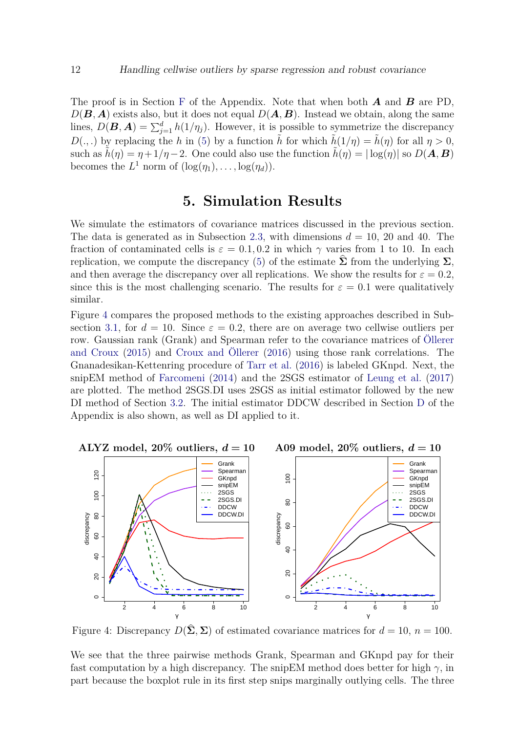The proof is in Section F of the Appendix. Note that when both $\boldsymbol{A}$ and $\boldsymbol{B}$ are PD, $D(\boldsymbol{B}, \boldsymbol{A})$ exists also, but it does not equal $D(\boldsymbol{A}, \boldsymbol{B})$. Instead we obtain, along the same lines, $D(\boldsymbol{B}, \boldsymbol{A}) = \sum_{j=1}^{d} h(1/\eta_j)$. However, it is possible to symmetrize the discrepancy $D(.,.)$ by replacing the $h$ in (5) by a function $\tilde{h}$ for which $\tilde{h}(1/\eta) = \tilde{h}(\eta)$ for all $\eta > 0$, such as $\tilde{h}(\eta) = \eta + 1/\eta - 2$. One could also use the function $\tilde{h}(\eta) = |\log(\eta)|$ so $D(\boldsymbol{A}, \boldsymbol{B})$ becomes the $L^1$ norm of $(\log(\eta_1), \ldots, \log(\eta_d))$.

# 5. Simulation Results

We simulate the estimators of covariance matrices discussed in the previous section. The data is generated as in Subsection 2.3, with dimensions $d = 10$, 20 and 40. The fraction of contaminated cells is $\varepsilon = 0.1, 0.2$ in which $\gamma$ varies from 1 to 10. In each replication, we compute the discrepancy (5) of the estimate $\widehat{\boldsymbol{\Sigma}}$ from the underlying $\boldsymbol{\Sigma}$, and then average the discrepancy over all replications. We show the results for $\varepsilon = 0.2$, since this is the most challenging scenario. The results for $\varepsilon = 0.1$ were qualitatively similar.

Figure 4 compares the proposed methods to the existing approaches described in Subsection 3.1, for $d = 10$. Since $\varepsilon = 0.2$, there are on average two cellwise outliers per row. Gaussian rank (Grank) and Spearman refer to the covariance matrices of Öllerer and Croux (2015) and Croux and Öllerer (2016) using those rank correlations. The Gnanadesikan-Kettenring procedure of Tarr et al. (2016) is labeled GKnpd. Next, the snipEM method of Farcomeni (2014) and the 2SGS estimator of Leung et al. (2017) are plotted. The method 2SGS.DI uses 2SGS as initial estimator followed by the new DI method of Section 3.2. The initial estimator DDCW described in Section D of the Appendix is also shown, as well as DI applied to it.

Figure 4: Discrepancy $D(\widehat{\boldsymbol{\Sigma}}, \boldsymbol{\Sigma})$ of estimated covariance matrices for $d = 10$, $n = 100$.

We see that the three pairwise methods Grank, Spearman and GKnpd pay for their fast computation by a high discrepancy. The snipEM method does better for high $\gamma$, in part because the boxplot rule in its first step snips marginally outlying cells. The three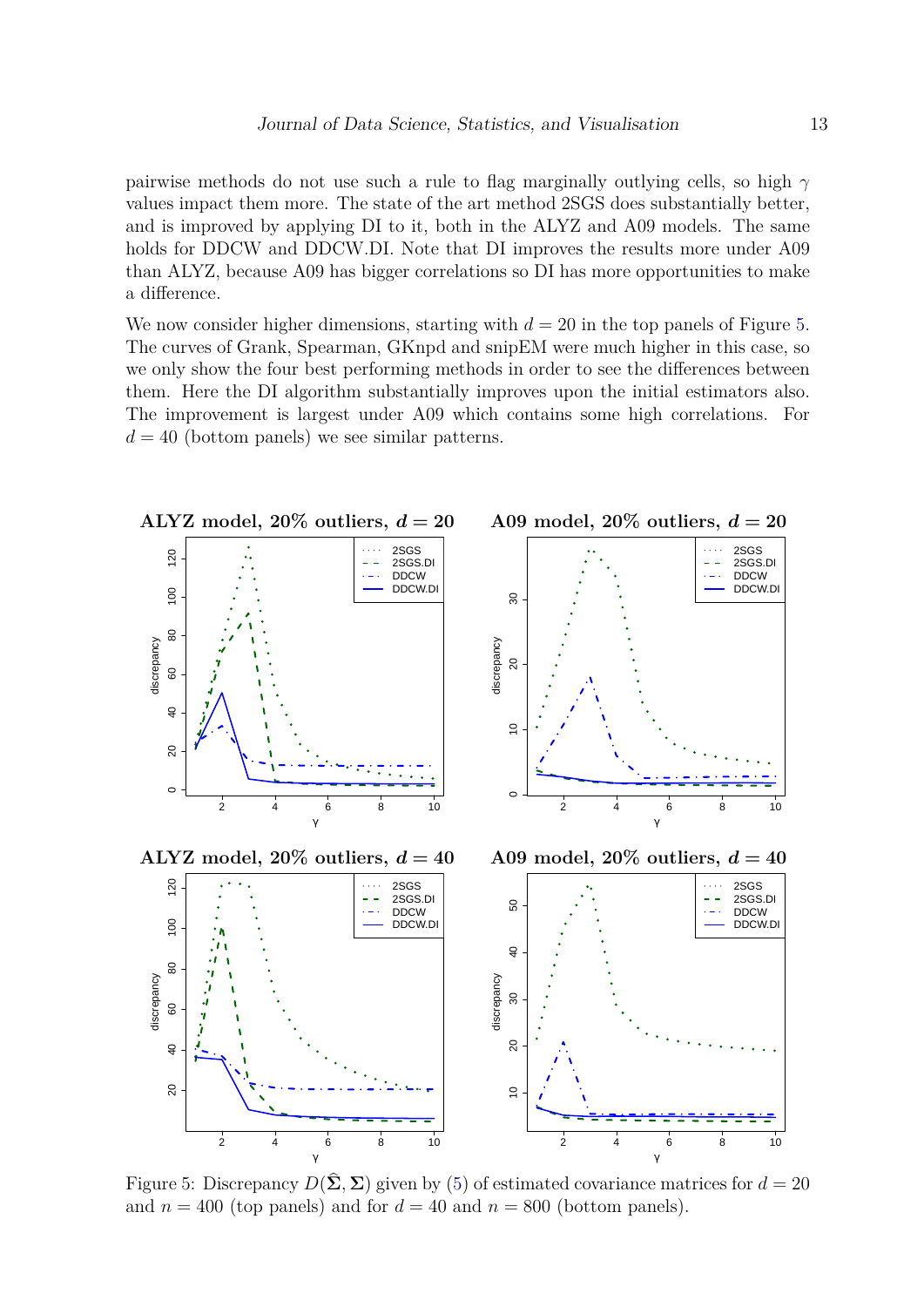pairwise methods do not use such a rule to flag marginally outlying cells, so high $\gamma$ values impact them more. The state of the art method 2SGS does substantially better, and is improved by applying DI to it, both in the ALYZ and A09 models. The same holds for DDCW and DDCW.DI. Note that DI improves the results more under A09 than ALYZ, because A09 has bigger correlations so DI has more opportunities to make a difference.

We now consider higher dimensions, starting with $d = 20$ in the top panels of Figure 5. The curves of Grank, Spearman, GKnpd and snipEM were much higher in this case, so we only show the four best performing methods in order to see the differences between them. Here the DI algorithm substantially improves upon the initial estimators also. The improvement is largest under A09 which contains some high correlations. For $d = 40$ (bottom panels) we see similar patterns.

Figure 5: Discrepancy $D(\widehat{\boldsymbol{\Sigma}}, \boldsymbol{\Sigma})$ given by (5) of estimated covariance matrices for $d = 20$ and $n = 400$ (top panels) and for $d = 40$ and $n = 800$ (bottom panels).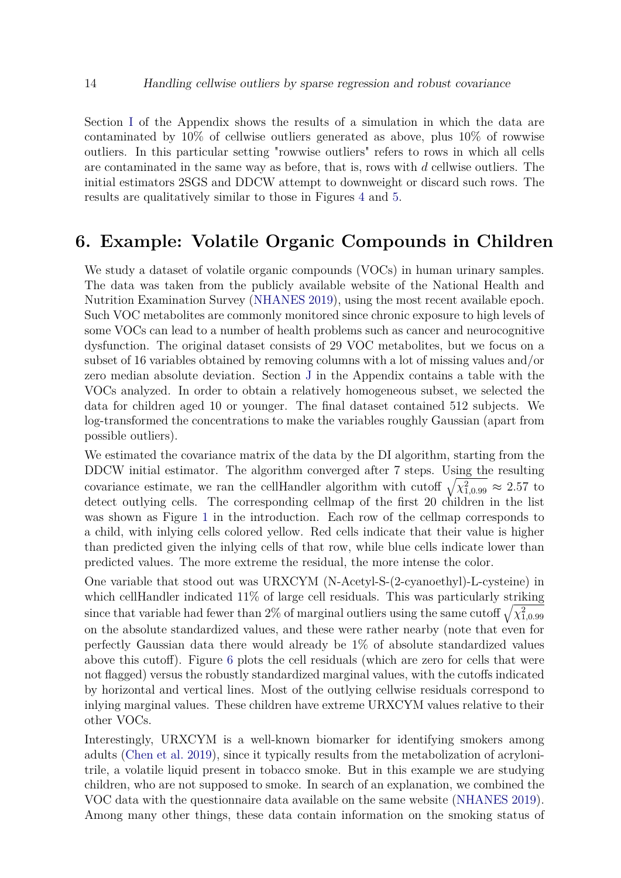Section I of the Appendix shows the results of a simulation in which the data are contaminated by 10% of cellwise outliers generated as above, plus 10% of rowwise outliers. In this particular setting "rowwise outliers" refers to rows in which all cells are contaminated in the same way as before, that is, rows with $d$ cellwise outliers. The initial estimators 2SGS and DDCW attempt to downweight or discard such rows. The results are qualitatively similar to those in Figures 4 and 5.

# 6. Example: Volatile Organic Compounds in Children

We study a dataset of volatile organic compounds (VOCs) in human urinary samples. The data was taken from the publicly available website of the National Health and Nutrition Examination Survey (NHANES 2019), using the most recent available epoch. Such VOC metabolites are commonly monitored since chronic exposure to high levels of some VOCs can lead to a number of health problems such as cancer and neurocognitive dysfunction. The original dataset consists of 29 VOC metabolites, but we focus on a subset of 16 variables obtained by removing columns with a lot of missing values and/or zero median absolute deviation. Section J in the Appendix contains a table with the VOCs analyzed. In order to obtain a relatively homogeneous subset, we selected the data for children aged 10 or younger. The final dataset contained 512 subjects. We log-transformed the concentrations to make the variables roughly Gaussian (apart from possible outliers).

We estimated the covariance matrix of the data by the DI algorithm, starting from the DDCW initial estimator. The algorithm converged after 7 steps. Using the resulting covariance estimate, we ran the cellHandler algorithm with cutoff $\sqrt{\chi^2_{1,0.99}} \approx 2.57$ to detect outlying cells. The corresponding cellmap of the first 20 children in the list was shown as Figure 1 in the introduction. Each row of the cellmap corresponds to a child, with inlying cells colored yellow. Red cells indicate that their value is higher than predicted given the inlying cells of that row, while blue cells indicate lower than predicted values. The more extreme the residual, the more intense the color.

One variable that stood out was URXCYM (N-Acetyl-S-(2-cyanoethyl)-L-cysteine) in which cellHandler indicated 11% of large cell residuals. This was particularly striking since that variable had fewer than 2% of marginal outliers using the same cutoff $\sqrt{\chi^2_{1,0.99}}$ on the absolute standardized values, and these were rather nearby (note that even for perfectly Gaussian data there would already be 1% of absolute standardized values above this cutoff). Figure 6 plots the cell residuals (which are zero for cells that were not flagged) versus the robustly standardized marginal values, with the cutoffs indicated by horizontal and vertical lines. Most of the outlying cellwise residuals correspond to inlying marginal values. These children have extreme URXCYM values relative to their other VOCs.

Interestingly, URXCYM is a well-known biomarker for identifying smokers among adults (Chen et al. 2019), since it typically results from the metabolization of acrylonitrile, a volatile liquid present in tobacco smoke. But in this example we are studying children, who are not supposed to smoke. In search of an explanation, we combined the VOC data with the questionnaire data available on the same website (NHANES 2019). Among many other things, these data contain information on the smoking status of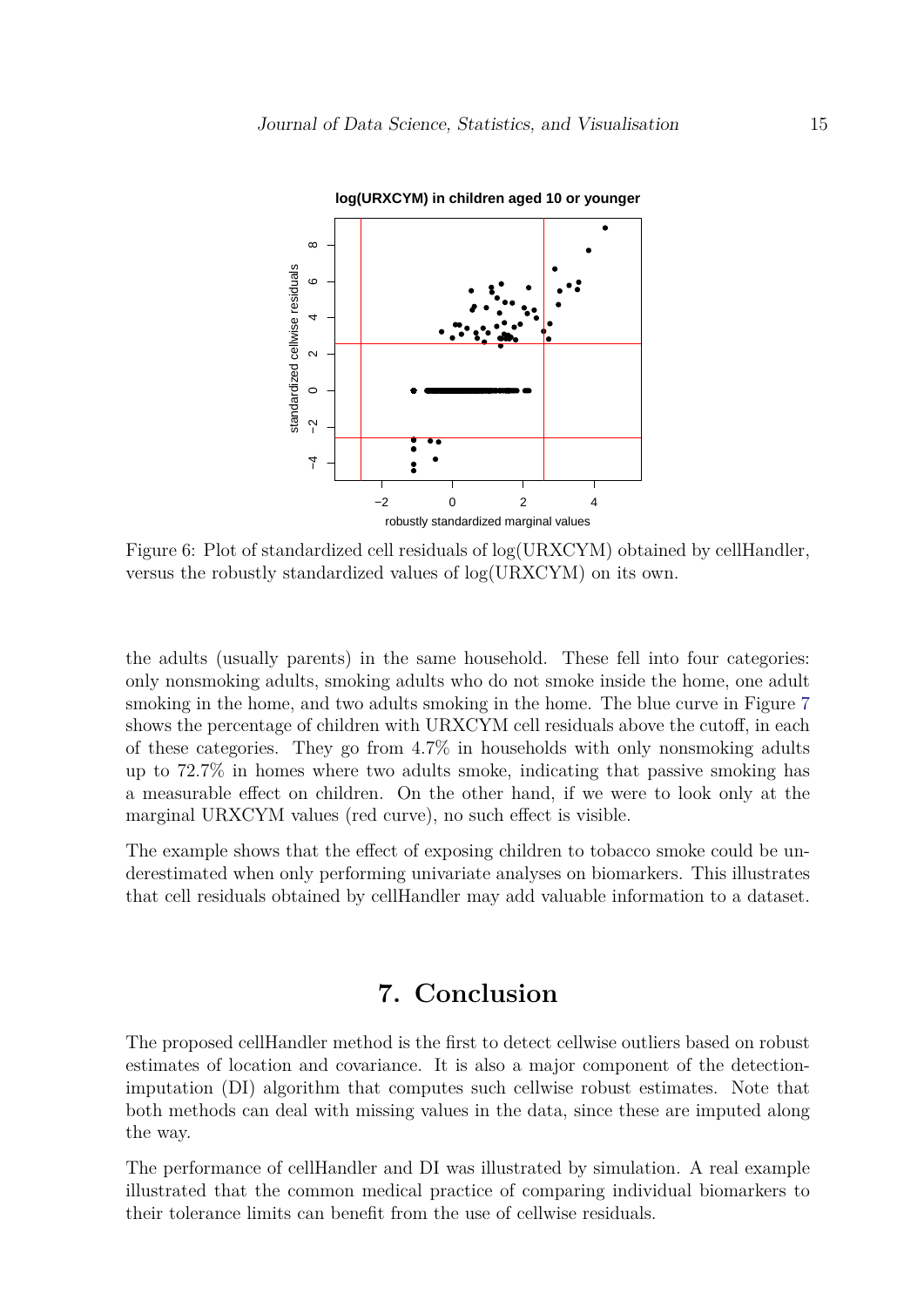Figure 6: Plot of standardized cell residuals of log(URXCYM) obtained by cellHandler, versus the robustly standardized values of log(URXCYM) on its own.

the adults (usually parents) in the same household. These fell into four categories: only nonsmoking adults, smoking adults who do not smoke inside the home, one adult smoking in the home, and two adults smoking in the home. The blue curve in Figure 7 shows the percentage of children with URXCYM cell residuals above the cutoff, in each of these categories. They go from 4.7% in households with only nonsmoking adults up to 72.7% in homes where two adults smoke, indicating that passive smoking has a measurable effect on children. On the other hand, if we were to look only at the marginal URXCYM values (red curve), no such effect is visible.

The example shows that the effect of exposing children to tobacco smoke could be underestimated when only performing univariate analyses on biomarkers. This illustrates that cell residuals obtained by cellHandler may add valuable information to a dataset.

# 7. Conclusion

The proposed cellHandler method is the first to detect cellwise outliers based on robust estimates of location and covariance. It is also a major component of the detection-imputation (DI) algorithm that computes such cellwise robust estimates. Note that both methods can deal with missing values in the data, since these are imputed along the way.

The performance of cellHandler and DI was illustrated by simulation. A real example illustrated that the common medical practice of comparing individual biomarkers to their tolerance limits can benefit from the use of cellwise residuals.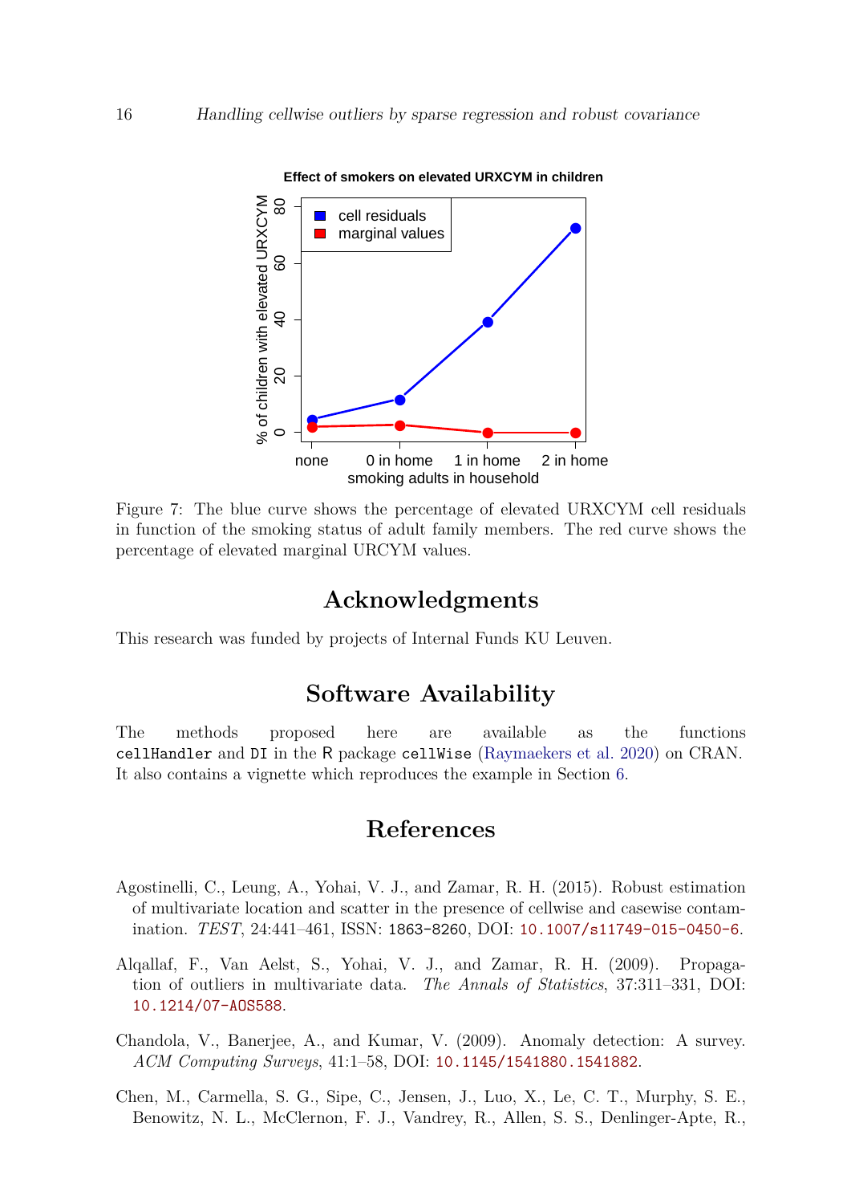Figure 7: The blue curve shows the percentage of elevated URXCYM cell residuals in function of the smoking status of adult family members. The red curve shows the percentage of elevated marginal URCYM values.

## Acknowledgments

This research was funded by projects of Internal Funds KU Leuven.

## Software Availability

The methods proposed here are available as the functions `cellHandler` and `DI` in the `R` package `cellWise` (Raymaekers et al. 2020) on CRAN. It also contains a vignette which reproduces the example in Section 6.

## References

Agostinelli, C., Leung, A., Yohai, V. J., and Zamar, R. H. (2015). Robust estimation of multivariate location and scatter in the presence of cellwise and casewise contamination. *TEST*, 24:441–461, ISSN: 1863-8260, DOI: 10.1007/s11749-015-0450-6.

Alqallaf, F., Van Aelst, S., Yohai, V. J., and Zamar, R. H. (2009). Propagation of outliers in multivariate data. *The Annals of Statistics*, 37:311–331, DOI: 10.1214/07-AOS588.

Chandola, V., Banerjee, A., and Kumar, V. (2009). Anomaly detection: A survey. *ACM Computing Surveys*, 41:1–58, DOI: 10.1145/1541880.1541882.

Chen, M., Carmella, S. G., Sipe, C., Jensen, J., Luo, X., Le, C. T., Murphy, S. E., Benowitz, N. L., McClernon, F. J., Vandrey, R., Allen, S. S., Denlinger-Apte, R.,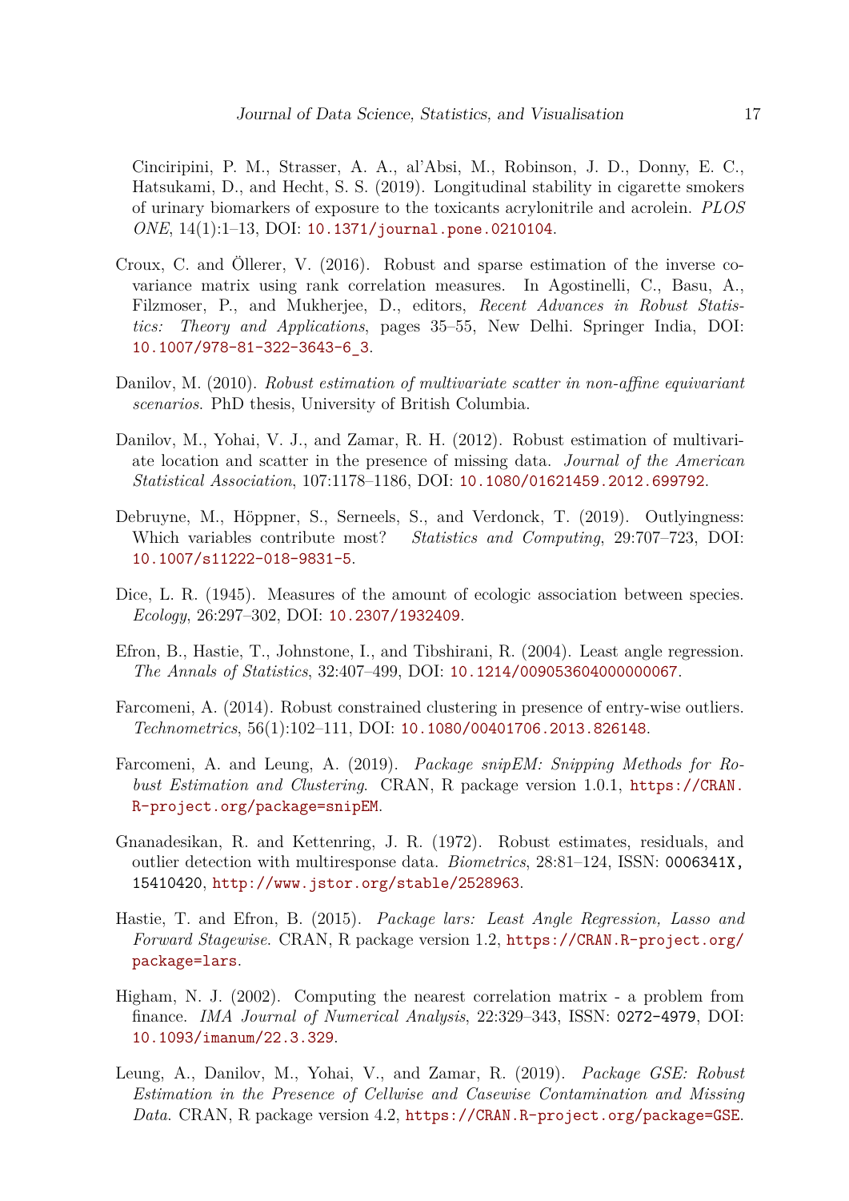Cinciripini, P. M., Strasser, A. A., al'Absi, M., Robinson, J. D., Donny, E. C., Hatsukami, D., and Hecht, S. S. (2019). Longitudinal stability in cigarette smokers of urinary biomarkers of exposure to the toxicants acrylonitrile and acrolein. *PLOS ONE*, 14(1):1–13, DOI: 10.1371/journal.pone.0210104.

Croux, C. and Öllerer, V. (2016). Robust and sparse estimation of the inverse covariance matrix using rank correlation measures. In Agostinelli, C., Basu, A., Filzmoser, P., and Mukherjee, D., editors, *Recent Advances in Robust Statistics: Theory and Applications*, pages 35–55, New Delhi. Springer India, DOI: 10.1007/978-81-322-3643-6_3.

Danilov, M. (2010). *Robust estimation of multivariate scatter in non-affine equivariant scenarios*. PhD thesis, University of British Columbia.

Danilov, M., Yohai, V. J., and Zamar, R. H. (2012). Robust estimation of multivariate location and scatter in the presence of missing data. *Journal of the American Statistical Association*, 107:1178–1186, DOI: 10.1080/01621459.2012.699792.

Debruyne, M., Höppner, S., Serneels, S., and Verdonck, T. (2019). Outlyingness: Which variables contribute most? *Statistics and Computing*, 29:707–723, DOI: 10.1007/s11222-018-9831-5.

Dice, L. R. (1945). Measures of the amount of ecologic association between species. *Ecology*, 26:297–302, DOI: 10.2307/1932409.

Efron, B., Hastie, T., Johnstone, I., and Tibshirani, R. (2004). Least angle regression. *The Annals of Statistics*, 32:407–499, DOI: 10.1214/009053604000000067.

Farcomeni, A. (2014). Robust constrained clustering in presence of entry-wise outliers. *Technometrics*, 56(1):102–111, DOI: 10.1080/00401706.2013.826148.

Farcomeni, A. and Leung, A. (2019). *Package snipEM: Snipping Methods for Robust Estimation and Clustering*. CRAN, R package version 1.0.1, https://CRAN.R-project.org/package=snipEM.

Gnanadesikan, R. and Kettenring, J. R. (1972). Robust estimates, residuals, and outlier detection with multiresponse data. *Biometrics*, 28:81–124, ISSN: 0006341X, 15410420, http://www.jstor.org/stable/2528963.

Hastie, T. and Efron, B. (2015). *Package lars: Least Angle Regression, Lasso and Forward Stagewise*. CRAN, R package version 1.2, https://CRAN.R-project.org/package=lars.

Higham, N. J. (2002). Computing the nearest correlation matrix - a problem from finance. *IMA Journal of Numerical Analysis*, 22:329–343, ISSN: 0272-4979, DOI: 10.1093/imanum/22.3.329.

Leung, A., Danilov, M., Yohai, V., and Zamar, R. (2019). *Package GSE: Robust Estimation in the Presence of Cellwise and Casewise Contamination and Missing Data*. CRAN, R package version 4.2, https://CRAN.R-project.org/package=GSE.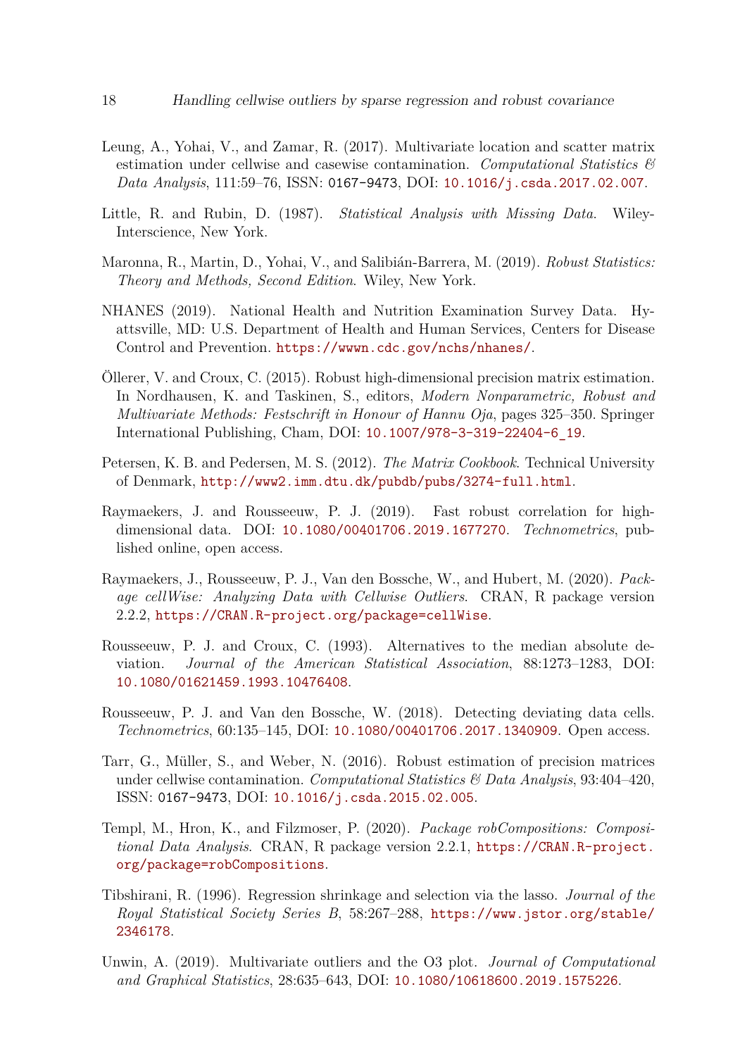Leung, A., Yohai, V., and Zamar, R. (2017). Multivariate location and scatter matrix estimation under cellwise and casewise contamination. *Computational Statistics & Data Analysis*, 111:59–76, ISSN: 0167-9473, DOI: 10.1016/j.csda.2017.02.007.

Little, R. and Rubin, D. (1987). *Statistical Analysis with Missing Data*. Wiley-Interscience, New York.

Maronna, R., Martin, D., Yohai, V., and Salibián-Barrera, M. (2019). *Robust Statistics: Theory and Methods, Second Edition*. Wiley, New York.

NHANES (2019). National Health and Nutrition Examination Survey Data. Hyattsville, MD: U.S. Department of Health and Human Services, Centers for Disease Control and Prevention. https://wwwn.cdc.gov/nchs/nhanes/.

Öllerer, V. and Croux, C. (2015). Robust high-dimensional precision matrix estimation. In Nordhausen, K. and Taskinen, S., editors, *Modern Nonparametric, Robust and Multivariate Methods: Festschrift in Honour of Hannu Oja*, pages 325–350. Springer International Publishing, Cham, DOI: 10.1007/978-3-319-22404-6_19.

Petersen, K. B. and Pedersen, M. S. (2012). *The Matrix Cookbook*. Technical University of Denmark, http://www2.imm.dtu.dk/pubdb/pubs/3274-full.html.

Raymaekers, J. and Rousseeuw, P. J. (2019). Fast robust correlation for high-dimensional data. DOI: 10.1080/00401706.2019.1677270. *Technometrics*, published online, open access.

Raymaekers, J., Rousseeuw, P. J., Van den Bossche, W., and Hubert, M. (2020). *Package cellWise: Analyzing Data with Cellwise Outliers*. CRAN, R package version 2.2.2, https://CRAN.R-project.org/package=cellWise.

Rousseeuw, P. J. and Croux, C. (1993). Alternatives to the median absolute deviation. *Journal of the American Statistical Association*, 88:1273–1283, DOI: 10.1080/01621459.1993.10476408.

Rousseeuw, P. J. and Van den Bossche, W. (2018). Detecting deviating data cells. *Technometrics*, 60:135–145, DOI: 10.1080/00401706.2017.1340909. Open access.

Tarr, G., Müller, S., and Weber, N. (2016). Robust estimation of precision matrices under cellwise contamination. *Computational Statistics & Data Analysis*, 93:404–420, ISSN: 0167-9473, DOI: 10.1016/j.csda.2015.02.005.

Templ, M., Hron, K., and Filzmoser, P. (2020). *Package robCompositions: Compositional Data Analysis*. CRAN, R package version 2.2.1, https://CRAN.R-project.org/package=robCompositions.

Tibshirani, R. (1996). Regression shrinkage and selection via the lasso. *Journal of the Royal Statistical Society Series B*, 58:267–288, https://www.jstor.org/stable/2346178.

Unwin, A. (2019). Multivariate outliers and the O3 plot. *Journal of Computational and Graphical Statistics*, 28:635–643, DOI: 10.1080/10618600.2019.1575226.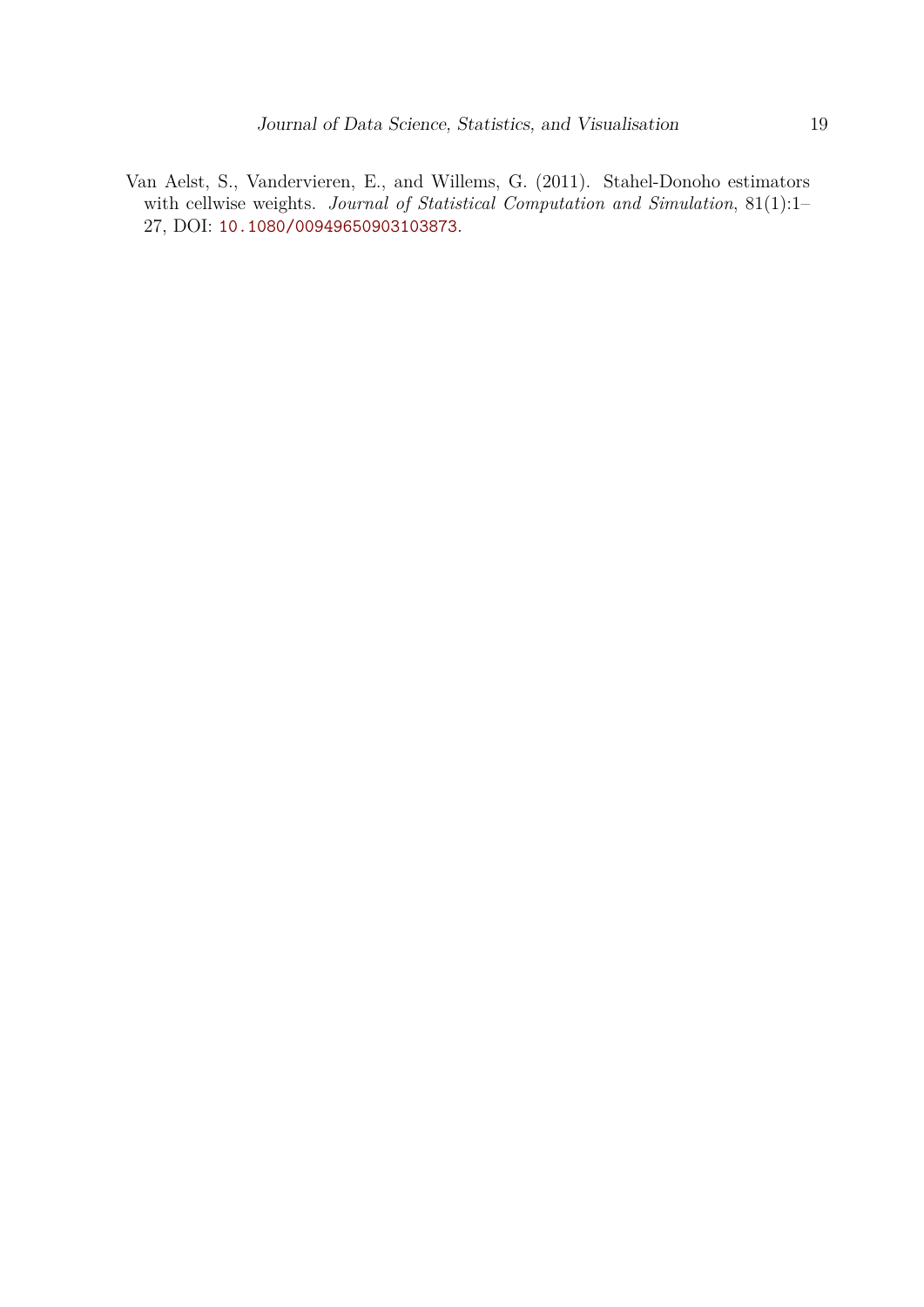Van Aelst, S., Vandervieren, E., and Willems, G. (2011). Stahel-Donoho estimators with cellwise weights. *Journal of Statistical Computation and Simulation*, 81(1):1–27, DOI: 10.1080/00949650903103873.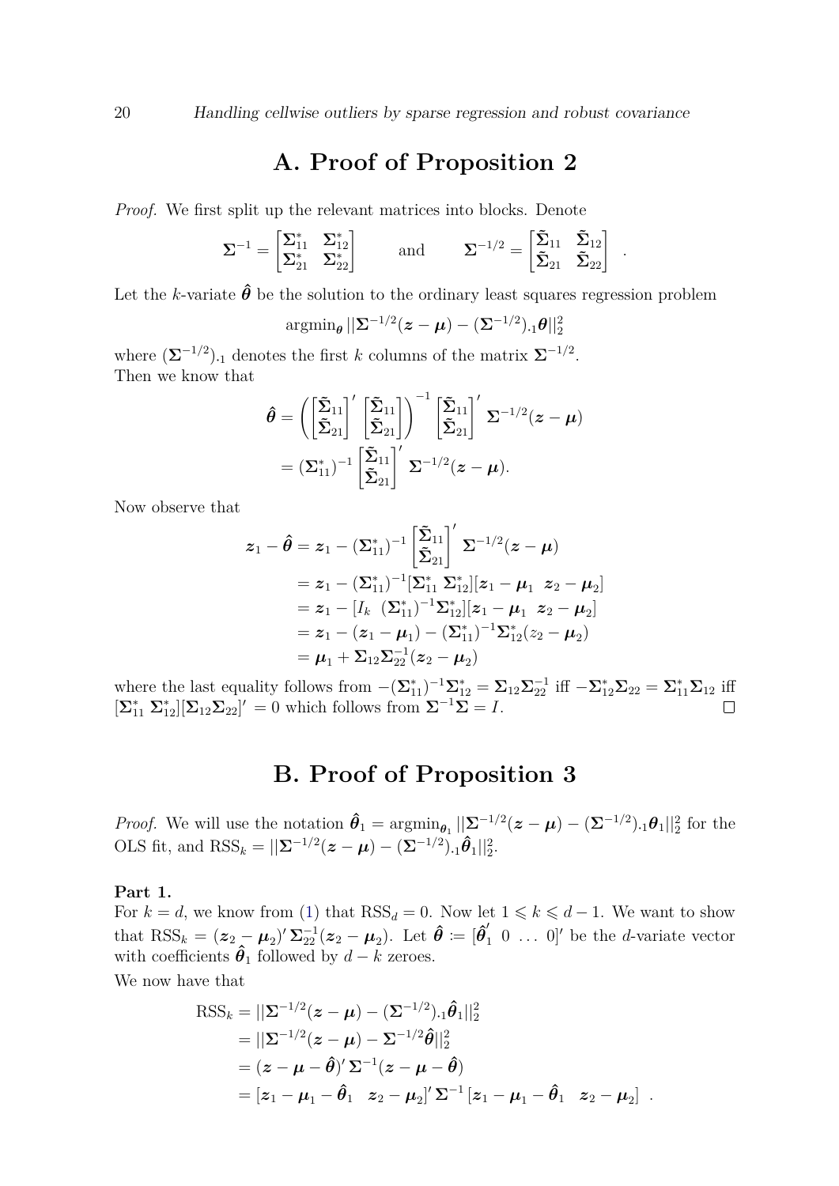# A. Proof of Proposition 2

*Proof.* We first split up the relevant matrices into blocks. Denote

$$\boldsymbol{\Sigma}^{-1} = \begin{bmatrix} \boldsymbol{\Sigma}^*_{11} & \boldsymbol{\Sigma}^*_{12} \\ \boldsymbol{\Sigma}^*_{21} & \boldsymbol{\Sigma}^*_{22} \end{bmatrix} \qquad \text{and} \qquad \boldsymbol{\Sigma}^{-1/2} = \begin{bmatrix} \tilde{\boldsymbol{\Sigma}}_{11} & \tilde{\boldsymbol{\Sigma}}_{12} \\ \tilde{\boldsymbol{\Sigma}}_{21} & \tilde{\boldsymbol{\Sigma}}_{22} \end{bmatrix} \ .$$

Let the $k$-variate $\hat{\boldsymbol{\theta}}$ be the solution to the ordinary least squares regression problem

$$\text{argmin}_{\boldsymbol{\theta}} ||\boldsymbol{\Sigma}^{-1/2}(\boldsymbol{z} - \boldsymbol{\mu}) - (\boldsymbol{\Sigma}^{-1/2})_{.1}\boldsymbol{\theta}||_2^2$$

where $(\boldsymbol{\Sigma}^{-1/2})_{.1}$ denotes the first $k$ columns of the matrix $\boldsymbol{\Sigma}^{-1/2}$.
Then we know that

$$\begin{aligned}
\hat{\boldsymbol{\theta}} &= \left( \begin{bmatrix} \tilde{\boldsymbol{\Sigma}}_{11} \\ \tilde{\boldsymbol{\Sigma}}_{21} \end{bmatrix}' \begin{bmatrix} \tilde{\boldsymbol{\Sigma}}_{11} \\ \tilde{\boldsymbol{\Sigma}}_{21} \end{bmatrix} \right)^{-1} \begin{bmatrix} \tilde{\boldsymbol{\Sigma}}_{11} \\ \tilde{\boldsymbol{\Sigma}}_{21} \end{bmatrix}' \boldsymbol{\Sigma}^{-1/2}(\boldsymbol{z} - \boldsymbol{\mu}) \\
&= (\boldsymbol{\Sigma}^*_{11})^{-1} \begin{bmatrix} \tilde{\boldsymbol{\Sigma}}_{11} \\ \tilde{\boldsymbol{\Sigma}}_{21} \end{bmatrix}' \boldsymbol{\Sigma}^{-1/2}(\boldsymbol{z} - \boldsymbol{\mu}).
\end{aligned}$$

Now observe that

$$\begin{aligned}
\boldsymbol{z}_1 - \hat{\boldsymbol{\theta}} &= \boldsymbol{z}_1 - (\boldsymbol{\Sigma}^*_{11})^{-1} \begin{bmatrix} \tilde{\boldsymbol{\Sigma}}_{11} \\ \tilde{\boldsymbol{\Sigma}}_{21} \end{bmatrix}' \boldsymbol{\Sigma}^{-1/2}(\boldsymbol{z} - \boldsymbol{\mu}) \\
&= \boldsymbol{z}_1 - (\boldsymbol{\Sigma}^*_{11})^{-1}[\boldsymbol{\Sigma}^*_{11} \ \boldsymbol{\Sigma}^*_{12}][\boldsymbol{z}_1 - \boldsymbol{\mu}_1 \ \ \boldsymbol{z}_2 - \boldsymbol{\mu}_2] \\
&= \boldsymbol{z}_1 - [I_k \ \ (\boldsymbol{\Sigma}^*_{11})^{-1}\boldsymbol{\Sigma}^*_{12}][\boldsymbol{z}_1 - \boldsymbol{\mu}_1 \ \ \boldsymbol{z}_2 - \boldsymbol{\mu}_2] \\
&= \boldsymbol{z}_1 - (\boldsymbol{z}_1 - \boldsymbol{\mu}_1) - (\boldsymbol{\Sigma}^*_{11})^{-1}\boldsymbol{\Sigma}^*_{12}(z_2 - \boldsymbol{\mu}_2) \\
&= \boldsymbol{\mu}_1 + \boldsymbol{\Sigma}_{12}\boldsymbol{\Sigma}_{22}^{-1}(\boldsymbol{z}_2 - \boldsymbol{\mu}_2)
\end{aligned}$$

where the last equality follows from $-(\boldsymbol{\Sigma}^*_{11})^{-1}\boldsymbol{\Sigma}^*_{12} = \boldsymbol{\Sigma}_{12}\boldsymbol{\Sigma}_{22}^{-1}$ iff $-\boldsymbol{\Sigma}^*_{12}\boldsymbol{\Sigma}_{22} = \boldsymbol{\Sigma}^*_{11}\boldsymbol{\Sigma}_{12}$ iff $[\boldsymbol{\Sigma}^*_{11} \ \boldsymbol{\Sigma}^*_{12}][\boldsymbol{\Sigma}_{12}\boldsymbol{\Sigma}_{22}]' = 0$ which follows from $\boldsymbol{\Sigma}^{-1}\boldsymbol{\Sigma} = I$. □

# B. Proof of Proposition 3

*Proof.* We will use the notation $\hat{\boldsymbol{\theta}}_1 = \text{argmin}_{\boldsymbol{\theta}_1} ||\boldsymbol{\Sigma}^{-1/2}(\boldsymbol{z} - \boldsymbol{\mu}) - (\boldsymbol{\Sigma}^{-1/2})_{.1}\boldsymbol{\theta}_1||_2^2$ for the OLS fit, and $\text{RSS}_k = ||\boldsymbol{\Sigma}^{-1/2}(\boldsymbol{z} - \boldsymbol{\mu}) - (\boldsymbol{\Sigma}^{-1/2})_{.1}\hat{\boldsymbol{\theta}}_1||_2^2$.

**Part 1.**
For $k = d$, we know from (1) that $\text{RSS}_d = 0$. Now let $1 \leqslant k \leqslant d-1$. We want to show that $\text{RSS}_k = (\boldsymbol{z}_2 - \boldsymbol{\mu}_2)'\boldsymbol{\Sigma}_{22}^{-1}(\boldsymbol{z}_2 - \boldsymbol{\mu}_2)$. Let $\hat{\boldsymbol{\theta}} := [\hat{\boldsymbol{\theta}}_1' \ 0 \ \ldots \ 0]'$ be the $d$-variate vector with coefficients $\hat{\boldsymbol{\theta}}_1$ followed by $d - k$ zeroes.

We now have that

$$\begin{aligned}
\text{RSS}_k &= ||\boldsymbol{\Sigma}^{-1/2}(\boldsymbol{z} - \boldsymbol{\mu}) - (\boldsymbol{\Sigma}^{-1/2})_{.1}\hat{\boldsymbol{\theta}}_1||_2^2 \\
&= ||\boldsymbol{\Sigma}^{-1/2}(\boldsymbol{z} - \boldsymbol{\mu}) - \boldsymbol{\Sigma}^{-1/2}\hat{\boldsymbol{\theta}}||_2^2 \\
&= (\boldsymbol{z} - \boldsymbol{\mu} - \hat{\boldsymbol{\theta}})'\boldsymbol{\Sigma}^{-1}(\boldsymbol{z} - \boldsymbol{\mu} - \hat{\boldsymbol{\theta}}) \\
&= [\boldsymbol{z}_1 - \boldsymbol{\mu}_1 - \hat{\boldsymbol{\theta}}_1 \ \ \ \boldsymbol{z}_2 - \boldsymbol{\mu}_2]'\boldsymbol{\Sigma}^{-1}[\boldsymbol{z}_1 - \boldsymbol{\mu}_1 - \hat{\boldsymbol{\theta}}_1 \ \ \ \boldsymbol{z}_2 - \boldsymbol{\mu}_2] \ .
\end{aligned}$$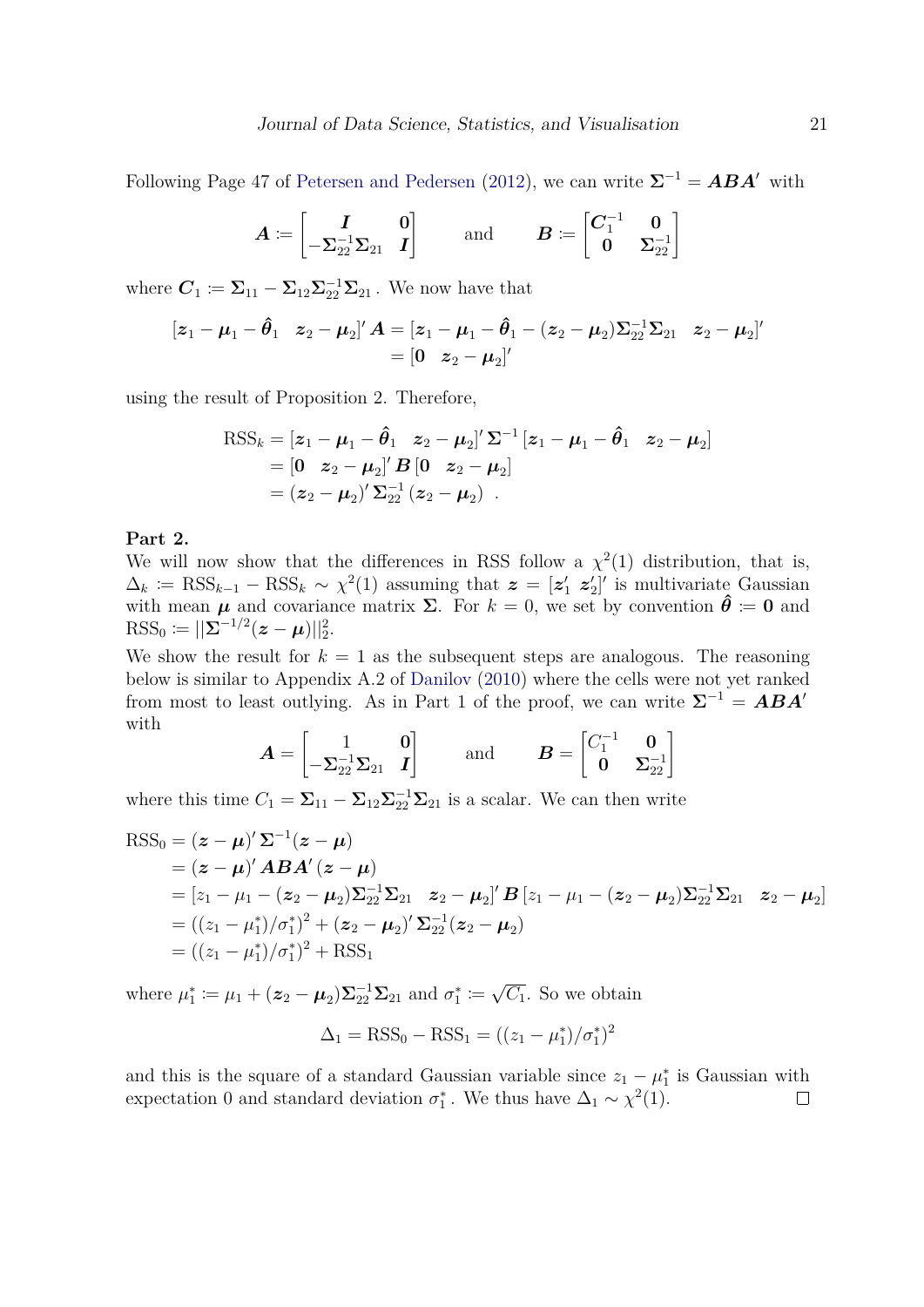Following Page 47 of Petersen and Pedersen (2012), we can write $\boldsymbol{\Sigma}^{-1} = \boldsymbol{ABA}'$ with

$$\boldsymbol{A} := \begin{bmatrix} \boldsymbol{I} & \boldsymbol{0} \\ -\boldsymbol{\Sigma}_{22}^{-1}\boldsymbol{\Sigma}_{21} & \boldsymbol{I} \end{bmatrix} \qquad \text{and} \qquad \boldsymbol{B} := \begin{bmatrix} \boldsymbol{C}_1^{-1} & \boldsymbol{0} \\ \boldsymbol{0} & \boldsymbol{\Sigma}_{22}^{-1} \end{bmatrix}$$

where $\boldsymbol{C}_1 := \boldsymbol{\Sigma}_{11} - \boldsymbol{\Sigma}_{12}\boldsymbol{\Sigma}_{22}^{-1}\boldsymbol{\Sigma}_{21}$. We now have that

$$\begin{aligned} [\boldsymbol{z}_1 - \boldsymbol{\mu}_1 - \hat{\boldsymbol{\theta}}_1 \quad \boldsymbol{z}_2 - \boldsymbol{\mu}_2]'\,\boldsymbol{A} &= [\boldsymbol{z}_1 - \boldsymbol{\mu}_1 - \hat{\boldsymbol{\theta}}_1 - (\boldsymbol{z}_2 - \boldsymbol{\mu}_2)\boldsymbol{\Sigma}_{22}^{-1}\boldsymbol{\Sigma}_{21} \quad \boldsymbol{z}_2 - \boldsymbol{\mu}_2]' \\ &= [\boldsymbol{0} \quad \boldsymbol{z}_2 - \boldsymbol{\mu}_2]' \end{aligned}$$

using the result of Proposition 2. Therefore,

$$\begin{aligned} \text{RSS}_k &= [\boldsymbol{z}_1 - \boldsymbol{\mu}_1 - \hat{\boldsymbol{\theta}}_1 \quad \boldsymbol{z}_2 - \boldsymbol{\mu}_2]'\,\boldsymbol{\Sigma}^{-1}\,[\boldsymbol{z}_1 - \boldsymbol{\mu}_1 - \hat{\boldsymbol{\theta}}_1 \quad \boldsymbol{z}_2 - \boldsymbol{\mu}_2] \\ &= [\boldsymbol{0} \quad \boldsymbol{z}_2 - \boldsymbol{\mu}_2]'\,\boldsymbol{B}\,[\boldsymbol{0} \quad \boldsymbol{z}_2 - \boldsymbol{\mu}_2] \\ &= (\boldsymbol{z}_2 - \boldsymbol{\mu}_2)'\,\boldsymbol{\Sigma}_{22}^{-1}\,(\boldsymbol{z}_2 - \boldsymbol{\mu}_2)\ . \end{aligned}$$

**Part 2.**
We will now show that the differences in RSS follow a $\chi^2(1)$ distribution, that is, $\Delta_k := \text{RSS}_{k-1} - \text{RSS}_k \sim \chi^2(1)$ assuming that $\boldsymbol{z} = [\boldsymbol{z}_1' \ \boldsymbol{z}_2']'$ is multivariate Gaussian with mean $\boldsymbol{\mu}$ and covariance matrix $\boldsymbol{\Sigma}$. For $k = 0$, we set by convention $\hat{\boldsymbol{\theta}} := \boldsymbol{0}$ and $\text{RSS}_0 := ||\boldsymbol{\Sigma}^{-1/2}(\boldsymbol{z} - \boldsymbol{\mu})||_2^2$.

We show the result for $k = 1$ as the subsequent steps are analogous. The reasoning below is similar to Appendix A.2 of Danilov (2010) where the cells were not yet ranked from most to least outlying. As in Part 1 of the proof, we can write $\boldsymbol{\Sigma}^{-1} = \boldsymbol{ABA}'$ with

$$\boldsymbol{A} = \begin{bmatrix} 1 & \boldsymbol{0} \\ -\boldsymbol{\Sigma}_{22}^{-1}\boldsymbol{\Sigma}_{21} & \boldsymbol{I} \end{bmatrix} \qquad \text{and} \qquad \boldsymbol{B} = \begin{bmatrix} C_1^{-1} & \boldsymbol{0} \\ \boldsymbol{0} & \boldsymbol{\Sigma}_{22}^{-1} \end{bmatrix}$$

where this time $C_1 = \boldsymbol{\Sigma}_{11} - \boldsymbol{\Sigma}_{12}\boldsymbol{\Sigma}_{22}^{-1}\boldsymbol{\Sigma}_{21}$ is a scalar. We can then write

$$\begin{aligned} \text{RSS}_0 &= (\boldsymbol{z} - \boldsymbol{\mu})'\,\boldsymbol{\Sigma}^{-1}(\boldsymbol{z} - \boldsymbol{\mu}) \\ &= (\boldsymbol{z} - \boldsymbol{\mu})'\,\boldsymbol{ABA}'\,(\boldsymbol{z} - \boldsymbol{\mu}) \\ &= [z_1 - \mu_1 - (\boldsymbol{z}_2 - \boldsymbol{\mu}_2)\boldsymbol{\Sigma}_{22}^{-1}\boldsymbol{\Sigma}_{21} \quad \boldsymbol{z}_2 - \boldsymbol{\mu}_2]'\,\boldsymbol{B}\,[z_1 - \mu_1 - (\boldsymbol{z}_2 - \boldsymbol{\mu}_2)\boldsymbol{\Sigma}_{22}^{-1}\boldsymbol{\Sigma}_{21} \quad \boldsymbol{z}_2 - \boldsymbol{\mu}_2] \\ &= ((z_1 - \mu_1^*)/\sigma_1^*)^2 + (\boldsymbol{z}_2 - \boldsymbol{\mu}_2)'\,\boldsymbol{\Sigma}_{22}^{-1}(\boldsymbol{z}_2 - \boldsymbol{\mu}_2) \\ &= ((z_1 - \mu_1^*)/\sigma_1^*)^2 + \text{RSS}_1 \end{aligned}$$

where $\mu_1^* := \mu_1 + (\boldsymbol{z}_2 - \boldsymbol{\mu}_2)\boldsymbol{\Sigma}_{22}^{-1}\boldsymbol{\Sigma}_{21}$ and $\sigma_1^* := \sqrt{C_1}$. So we obtain

$$\Delta_1 = \text{RSS}_0 - \text{RSS}_1 = ((z_1 - \mu_1^*)/\sigma_1^*)^2$$

and this is the square of a standard Gaussian variable since $z_1 - \mu_1^*$ is Gaussian with expectation 0 and standard deviation $\sigma_1^*$. We thus have $\Delta_1 \sim \chi^2(1)$. □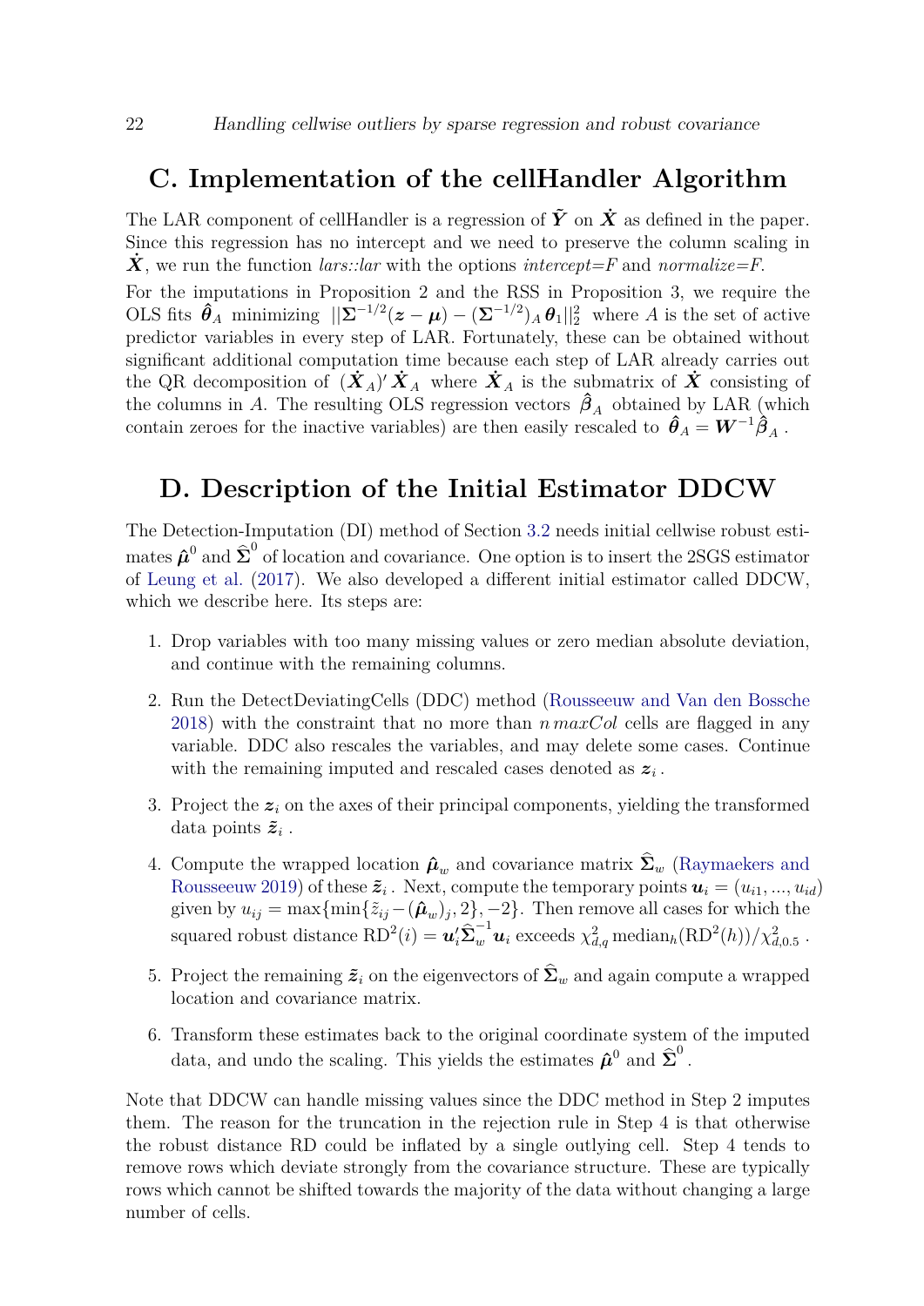# C. Implementation of the cellHandler Algorithm

The LAR component of cellHandler is a regression of $\tilde{\boldsymbol{Y}}$ on $\dot{\boldsymbol{X}}$ as defined in the paper. Since this regression has no intercept and we need to preserve the column scaling in $\dot{\boldsymbol{X}}$, we run the function *lars::lar* with the options *intercept=F* and *normalize=F*.

For the imputations in Proposition 2 and the RSS in Proposition 3, we require the OLS fits $\hat{\boldsymbol{\theta}}_A$ minimizing $||\boldsymbol{\Sigma}^{-1/2}(\boldsymbol{z}-\boldsymbol{\mu}) - (\boldsymbol{\Sigma}^{-1/2})_A\,\boldsymbol{\theta}_1||_2^2$ where $A$ is the set of active predictor variables in every step of LAR. Fortunately, these can be obtained without significant additional computation time because each step of LAR already carries out the QR decomposition of $(\dot{\boldsymbol{X}}_A)'\,\dot{\boldsymbol{X}}_A$ where $\dot{\boldsymbol{X}}_A$ is the submatrix of $\dot{\boldsymbol{X}}$ consisting of the columns in $A$. The resulting OLS regression vectors $\hat{\boldsymbol{\beta}}_A$ obtained by LAR (which contain zeroes for the inactive variables) are then easily rescaled to $\hat{\boldsymbol{\theta}}_A = \boldsymbol{W}^{-1}\hat{\boldsymbol{\beta}}_A$ .

# D. Description of the Initial Estimator DDCW

The Detection-Imputation (DI) method of Section 3.2 needs initial cellwise robust estimates $\hat{\boldsymbol{\mu}}^0$ and $\widehat{\boldsymbol{\Sigma}}^0$ of location and covariance. One option is to insert the 2SGS estimator of Leung et al. (2017). We also developed a different initial estimator called DDCW, which we describe here. Its steps are:

1. Drop variables with too many missing values or zero median absolute deviation, and continue with the remaining columns.
2. Run the DetectDeviatingCells (DDC) method (Rousseeuw and Van den Bossche 2018) with the constraint that no more than $n\, maxCol$ cells are flagged in any variable. DDC also rescales the variables, and may delete some cases. Continue with the remaining imputed and rescaled cases denoted as $\boldsymbol{z}_i$ .
3. Project the $\boldsymbol{z}_i$ on the axes of their principal components, yielding the transformed data points $\tilde{\boldsymbol{z}}_i$ .
4. Compute the wrapped location $\hat{\boldsymbol{\mu}}_w$ and covariance matrix $\widehat{\boldsymbol{\Sigma}}_w$ (Raymaekers and Rousseeuw 2019) of these $\tilde{\boldsymbol{z}}_i$ . Next, compute the temporary points $\boldsymbol{u}_i = (u_{i1}, ..., u_{id})$ given by $u_{ij} = \max\{\min\{\tilde{z}_{ij} - (\hat{\boldsymbol{\mu}}_w)_j, 2\}, -2\}$. Then remove all cases for which the squared robust distance $\mathrm{RD}^2(i) = \boldsymbol{u}_i'\widehat{\boldsymbol{\Sigma}}_w^{-1}\boldsymbol{u}_i$ exceeds $\chi^2_{d,q}\,\mathrm{median}_h(\mathrm{RD}^2(h))/\chi^2_{d,0.5}$ .
5. Project the remaining $\tilde{\boldsymbol{z}}_i$ on the eigenvectors of $\widehat{\boldsymbol{\Sigma}}_w$ and again compute a wrapped location and covariance matrix.
6. Transform these estimates back to the original coordinate system of the imputed data, and undo the scaling. This yields the estimates $\hat{\boldsymbol{\mu}}^0$ and $\widehat{\boldsymbol{\Sigma}}^0$ .

Note that DDCW can handle missing values since the DDC method in Step 2 imputes them. The reason for the truncation in the rejection rule in Step 4 is that otherwise the robust distance RD could be inflated by a single outlying cell. Step 4 tends to remove rows which deviate strongly from the covariance structure. These are typically rows which cannot be shifted towards the majority of the data without changing a large number of cells.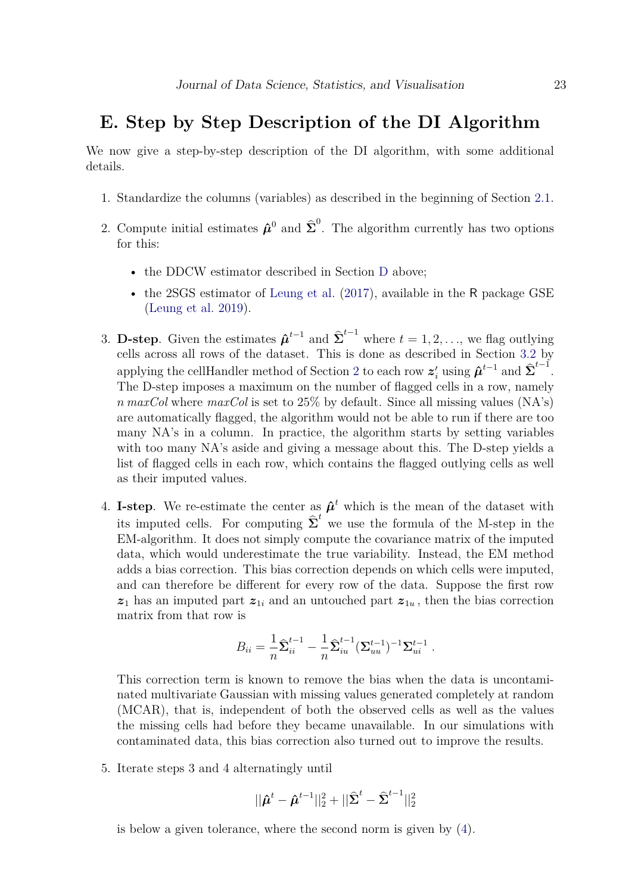# E. Step by Step Description of the DI Algorithm

We now give a step-by-step description of the DI algorithm, with some additional details.

1. Standardize the columns (variables) as described in the beginning of Section 2.1.

2. Compute initial estimates $\hat{\boldsymbol{\mu}}^0$ and $\widehat{\boldsymbol{\Sigma}}^0$. The algorithm currently has two options for this:

   - the DDCW estimator described in Section D above;
   - the 2SGS estimator of Leung et al. (2017), available in the R package GSE (Leung et al. 2019).

3. **D-step**. Given the estimates $\hat{\boldsymbol{\mu}}^{t-1}$ and $\widehat{\boldsymbol{\Sigma}}^{t-1}$ where $t = 1, 2, \ldots$, we flag outlying cells across all rows of the dataset. This is done as described in Section 3.2 by applying the cellHandler method of Section 2 to each row $\boldsymbol{z}_i'$ using $\hat{\boldsymbol{\mu}}^{t-1}$ and $\widehat{\boldsymbol{\Sigma}}^{t-1}$. The D-step imposes a maximum on the number of flagged cells in a row, namely $n$ *maxCol* where *maxCol* is set to 25% by default. Since all missing values (NA's) are automatically flagged, the algorithm would not be able to run if there are too many NA's in a column. In practice, the algorithm starts by setting variables with too many NA's aside and giving a message about this. The D-step yields a list of flagged cells in each row, which contains the flagged outlying cells as well as their imputed values.

4. **I-step**. We re-estimate the center as $\hat{\boldsymbol{\mu}}^t$ which is the mean of the dataset with its imputed cells. For computing $\widehat{\boldsymbol{\Sigma}}^t$ we use the formula of the M-step in the EM-algorithm. It does not simply compute the covariance matrix of the imputed data, which would underestimate the true variability. Instead, the EM method adds a bias correction. This bias correction depends on which cells were imputed, and can therefore be different for every row of the data. Suppose the first row $\boldsymbol{z}_1$ has an imputed part $\boldsymbol{z}_{1i}$ and an untouched part $\boldsymbol{z}_{1u}$, then the bias correction matrix from that row is

$$B_{ii} = \frac{1}{n}\widehat{\boldsymbol{\Sigma}}_{ii}^{t-1} - \frac{1}{n}\widehat{\boldsymbol{\Sigma}}_{iu}^{t-1}(\boldsymbol{\Sigma}_{uu}^{t-1})^{-1}\boldsymbol{\Sigma}_{ui}^{t-1}\,.$$

   This correction term is known to remove the bias when the data is uncontaminated multivariate Gaussian with missing values generated completely at random (MCAR), that is, independent of both the observed cells as well as the values the missing cells had before they became unavailable. In our simulations with contaminated data, this bias correction also turned out to improve the results.

5. Iterate steps 3 and 4 alternatingly until

$$||\hat{\boldsymbol{\mu}}^t - \hat{\boldsymbol{\mu}}^{t-1}||_2^2 + ||\widehat{\boldsymbol{\Sigma}}^t - \widehat{\boldsymbol{\Sigma}}^{t-1}||_2^2$$

   is below a given tolerance, where the second norm is given by (4).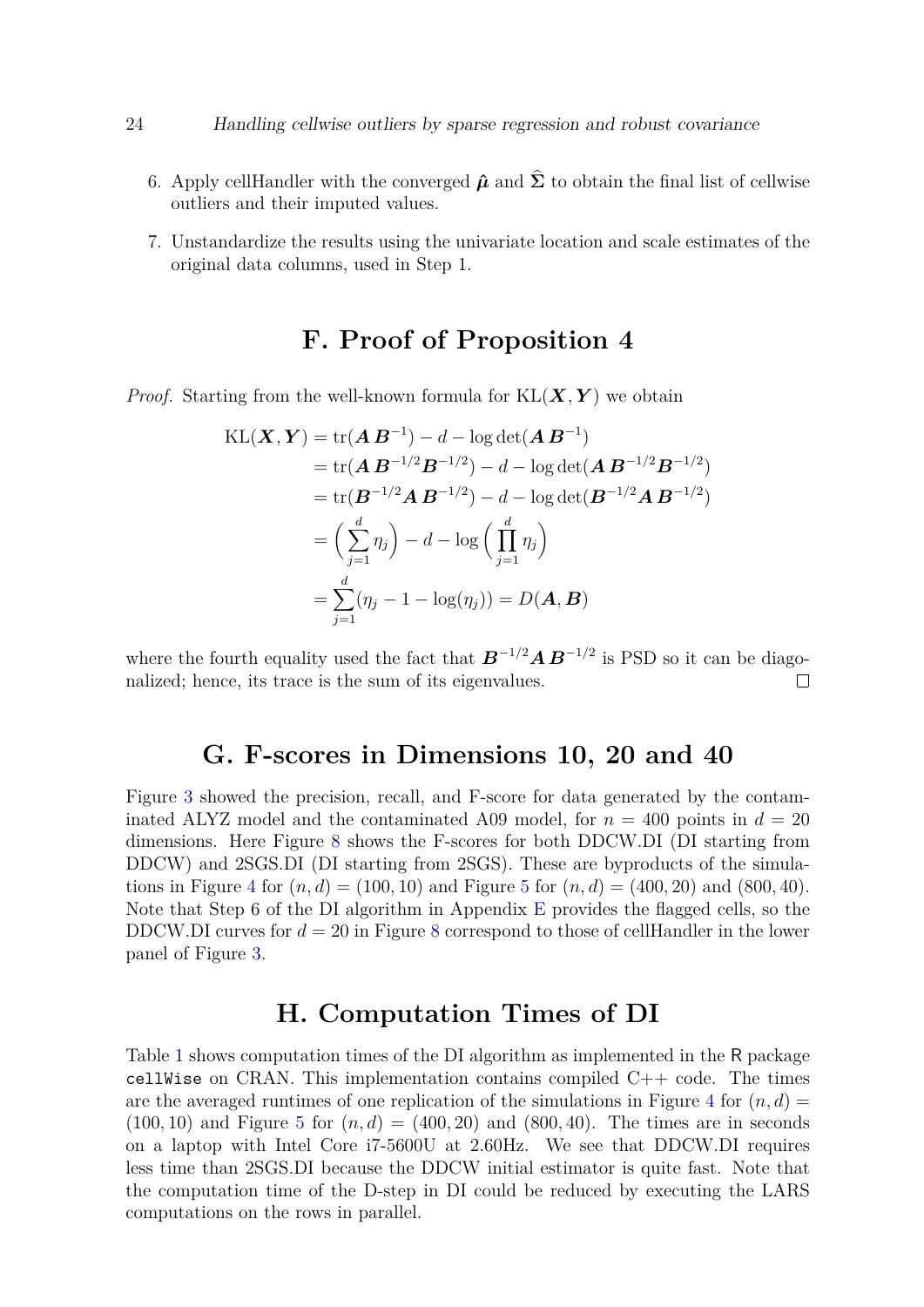6. Apply cellHandler with the converged $\hat{\boldsymbol{\mu}}$ and $\widehat{\boldsymbol{\Sigma}}$ to obtain the final list of cellwise outliers and their imputed values.
7. Unstandardize the results using the univariate location and scale estimates of the original data columns, used in Step 1.

## F. Proof of Proposition 4

*Proof.* Starting from the well-known formula for $\mathrm{KL}(\boldsymbol{X},\boldsymbol{Y})$ we obtain

$$
\begin{aligned}
\mathrm{KL}(\boldsymbol{X},\boldsymbol{Y}) &= \mathrm{tr}(\boldsymbol{A}\,\boldsymbol{B}^{-1}) - d - \log\det(\boldsymbol{A}\,\boldsymbol{B}^{-1}) \\
&= \mathrm{tr}(\boldsymbol{A}\,\boldsymbol{B}^{-1/2}\boldsymbol{B}^{-1/2}) - d - \log\det(\boldsymbol{A}\,\boldsymbol{B}^{-1/2}\boldsymbol{B}^{-1/2}) \\
&= \mathrm{tr}(\boldsymbol{B}^{-1/2}\boldsymbol{A}\,\boldsymbol{B}^{-1/2}) - d - \log\det(\boldsymbol{B}^{-1/2}\boldsymbol{A}\,\boldsymbol{B}^{-1/2}) \\
&= \Big(\sum_{j=1}^{d}\eta_j\Big) - d - \log\Big(\prod_{j=1}^{d}\eta_j\Big) \\
&= \sum_{j=1}^{d}(\eta_j - 1 - \log(\eta_j)) = D(\boldsymbol{A},\boldsymbol{B})
\end{aligned}
$$

where the fourth equality used the fact that $\boldsymbol{B}^{-1/2}\boldsymbol{A}\,\boldsymbol{B}^{-1/2}$ is PSD so it can be diagonalized; hence, its trace is the sum of its eigenvalues. □

## G. F-scores in Dimensions 10, 20 and 40

Figure 3 showed the precision, recall, and F-score for data generated by the contaminated ALYZ model and the contaminated A09 model, for $n = 400$ points in $d = 20$ dimensions. Here Figure 8 shows the F-scores for both DDCW.DI (DI starting from DDCW) and 2SGS.DI (DI starting from 2SGS). These are byproducts of the simulations in Figure 4 for $(n, d) = (100, 10)$ and Figure 5 for $(n, d) = (400, 20)$ and $(800, 40)$. Note that Step 6 of the DI algorithm in Appendix E provides the flagged cells, so the DDCW.DI curves for $d = 20$ in Figure 8 correspond to those of cellHandler in the lower panel of Figure 3.

## H. Computation Times of DI

Table 1 shows computation times of the DI algorithm as implemented in the R package `cellWise` on CRAN. This implementation contains compiled C++ code. The times are the averaged runtimes of one replication of the simulations in Figure 4 for $(n, d) = (100, 10)$ and Figure 5 for $(n, d) = (400, 20)$ and $(800, 40)$. The times are in seconds on a laptop with Intel Core i7-5600U at 2.60Hz. We see that DDCW.DI requires less time than 2SGS.DI because the DDCW initial estimator is quite fast. Note that the computation time of the D-step in DI could be reduced by executing the LARS computations on the rows in parallel.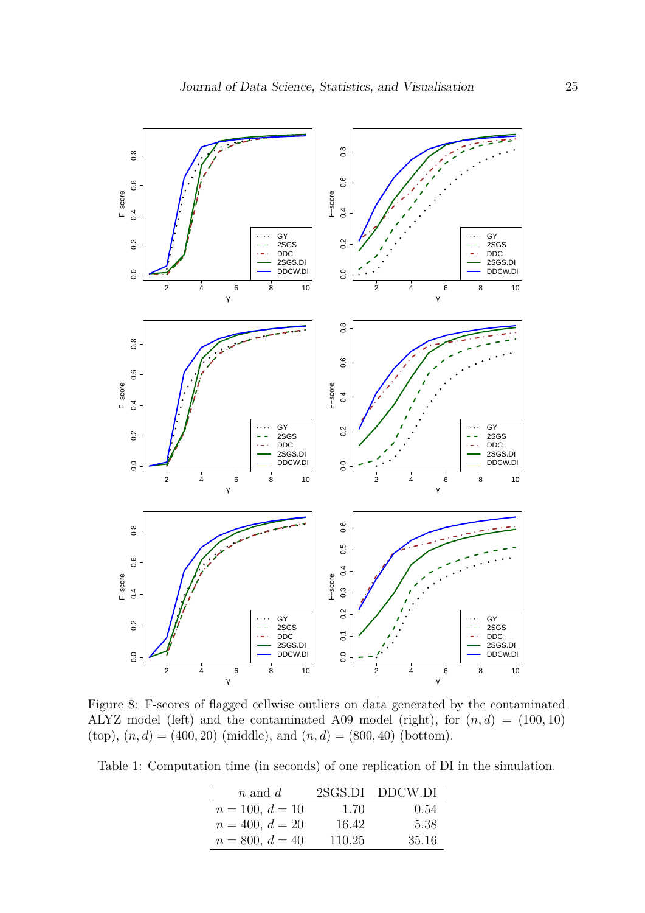Figure 8: F-scores of flagged cellwise outliers on data generated by the contaminated ALYZ model (left) and the contaminated A09 model (right), for $(n, d) = (100, 10)$ (top), $(n, d) = (400, 20)$ (middle), and $(n, d) = (800, 40)$ (bottom).

Table 1: Computation time (in seconds) of one replication of DI in the simulation.

| $n$ and $d$ | 2SGS.DI | DDCW.DI |
|---|---|---|
| $n = 100$, $d = 10$ | 1.70 | 0.54 |
| $n = 400$, $d = 20$ | 16.42 | 5.38 |
| $n = 800$, $d = 40$ | 110.25 | 35.16 |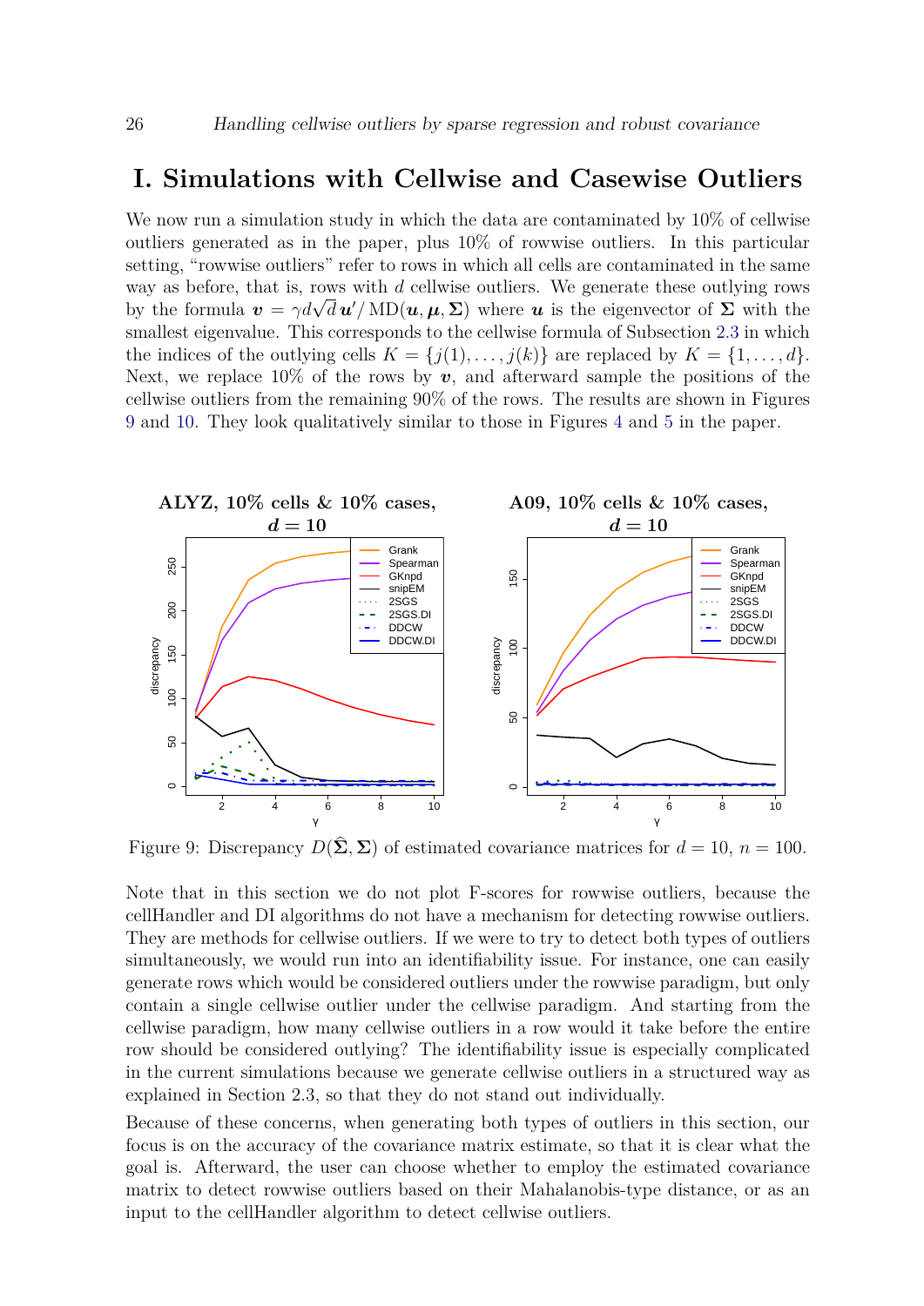# I. Simulations with Cellwise and Casewise Outliers

We now run a simulation study in which the data are contaminated by 10% of cellwise outliers generated as in the paper, plus 10% of rowwise outliers. In this particular setting, "rowwise outliers" refer to rows in which all cells are contaminated in the same way as before, that is, rows with $d$ cellwise outliers. We generate these outlying rows by the formula $\boldsymbol{v} = \gamma d\sqrt{d}\,\boldsymbol{u}'/\,\mathrm{MD}(\boldsymbol{u}, \boldsymbol{\mu}, \boldsymbol{\Sigma})$ where $\boldsymbol{u}$ is the eigenvector of $\boldsymbol{\Sigma}$ with the smallest eigenvalue. This corresponds to the cellwise formula of Subsection 2.3 in which the indices of the outlying cells $K = \{j(1), \ldots, j(k)\}$ are replaced by $K = \{1, \ldots, d\}$. Next, we replace 10% of the rows by $\boldsymbol{v}$, and afterward sample the positions of the cellwise outliers from the remaining 90% of the rows. The results are shown in Figures 9 and 10. They look qualitatively similar to those in Figures 4 and 5 in the paper.

Figure 9: Discrepancy $D(\widehat{\boldsymbol{\Sigma}}, \boldsymbol{\Sigma})$ of estimated covariance matrices for $d = 10$, $n = 100$.

Note that in this section we do not plot F-scores for rowwise outliers, because the cellHandler and DI algorithms do not have a mechanism for detecting rowwise outliers. They are methods for cellwise outliers. If we were to try to detect both types of outliers simultaneously, we would run into an identifiability issue. For instance, one can easily generate rows which would be considered outliers under the rowwise paradigm, but only contain a single cellwise outlier under the cellwise paradigm. And starting from the cellwise paradigm, how many cellwise outliers in a row would it take before the entire row should be considered outlying? The identifiability issue is especially complicated in the current simulations because we generate cellwise outliers in a structured way as explained in Section 2.3, so that they do not stand out individually.

Because of these concerns, when generating both types of outliers in this section, our focus is on the accuracy of the covariance matrix estimate, so that it is clear what the goal is. Afterward, the user can choose whether to employ the estimated covariance matrix to detect rowwise outliers based on their Mahalanobis-type distance, or as an input to the cellHandler algorithm to detect cellwise outliers.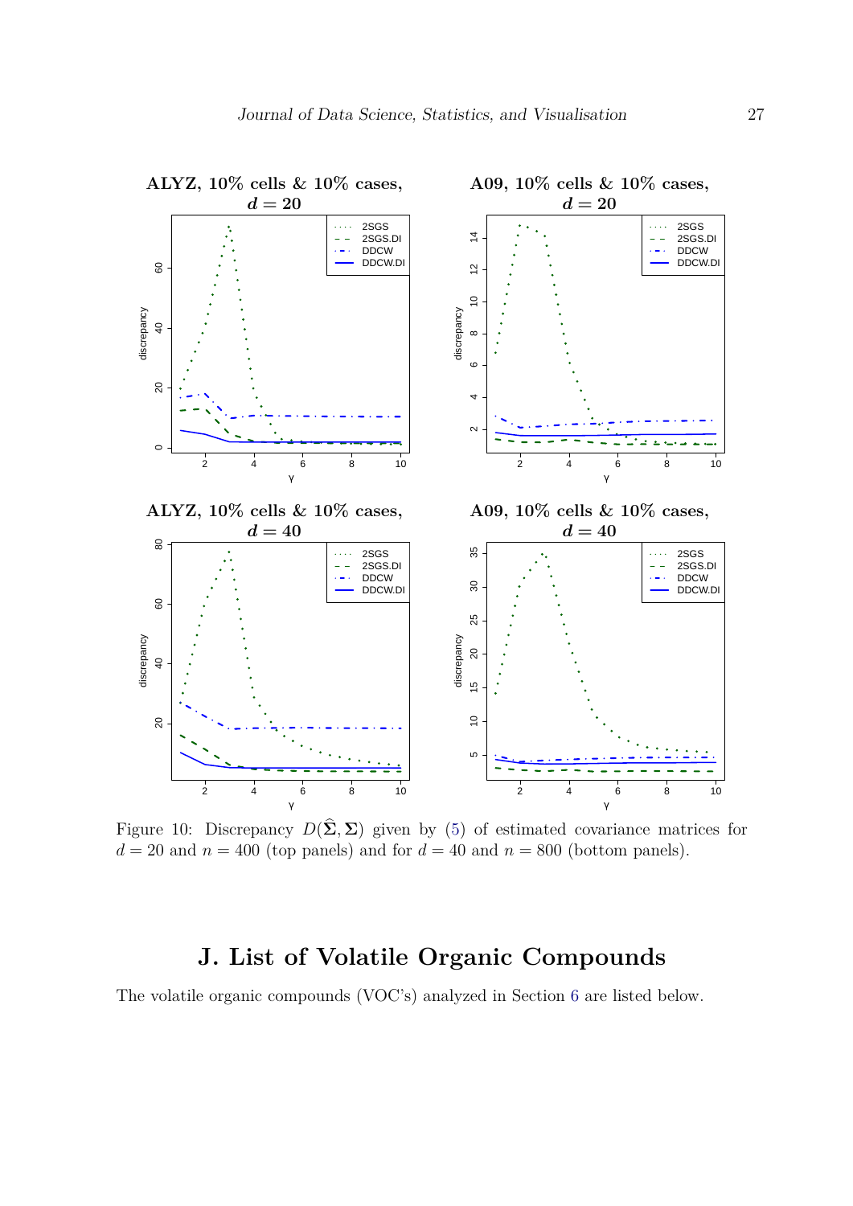Figure 10: Discrepancy $D(\widehat{\boldsymbol{\Sigma}}, \boldsymbol{\Sigma})$ given by (5) of estimated covariance matrices for $d = 20$ and $n = 400$ (top panels) and for $d = 40$ and $n = 800$ (bottom panels).

## J. List of Volatile Organic Compounds

The volatile organic compounds (VOC's) analyzed in Section 6 are listed below.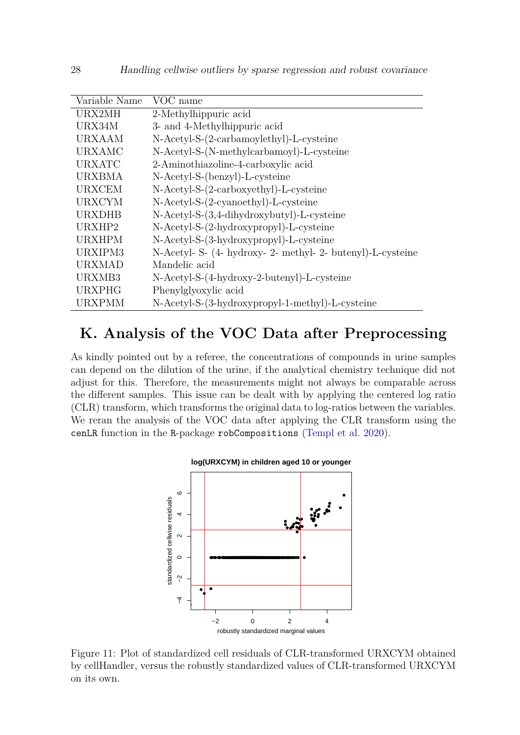| Variable Name | VOC name |
|---|---|
| URX2MH | 2-Methylhippuric acid |
| URX34M | 3- and 4-Methylhippuric acid |
| URXAAM | N-Acetyl-S-(2-carbamoylethyl)-L-cysteine |
| URXAMC | N-Acetyl-S-(N-methylcarbamoyl)-L-cysteine |
| URXATC | 2-Aminothiazoline-4-carboxylic acid |
| URXBMA | N-Acetyl-S-(benzyl)-L-cysteine |
| URXCEM | N-Acetyl-S-(2-carboxyethyl)-L-cysteine |
| URXCYM | N-Acetyl-S-(2-cyanoethyl)-L-cysteine |
| URXDHB | N-Acetyl-S-(3,4-dihydroxybutyl)-L-cysteine |
| URXHP2 | N-Acetyl-S-(2-hydroxypropyl)-L-cysteine |
| URXHPM | N-Acetyl-S-(3-hydroxypropyl)-L-cysteine |
| URXIPM3 | N-Acetyl- S- (4- hydroxy- 2- methyl- 2- butenyl)-L-cysteine |
| URXMAD | Mandelic acid |
| URXMB3 | N-Acetyl-S-(4-hydroxy-2-butenyl)-L-cysteine |
| URXPHG | Phenylglyoxylic acid |
| URXPMM | N-Acetyl-S-(3-hydroxypropyl-1-methyl)-L-cysteine |

# K. Analysis of the VOC Data after Preprocessing

As kindly pointed out by a referee, the concentrations of compounds in urine samples can depend on the dilution of the urine, if the analytical chemistry technique did not adjust for this. Therefore, the measurements might not always be comparable across the different samples. This issue can be dealt with by applying the centered log ratio (CLR) transform, which transforms the original data to log-ratios between the variables. We reran the analysis of the VOC data after applying the CLR transform using the `cenLR` function in the `R`-package `robCompositions` (Templ et al. 2020).

Figure 11: Plot of standardized cell residuals of CLR-transformed URXCYM obtained by cellHandler, versus the robustly standardized values of CLR-transformed URXCYM on its own.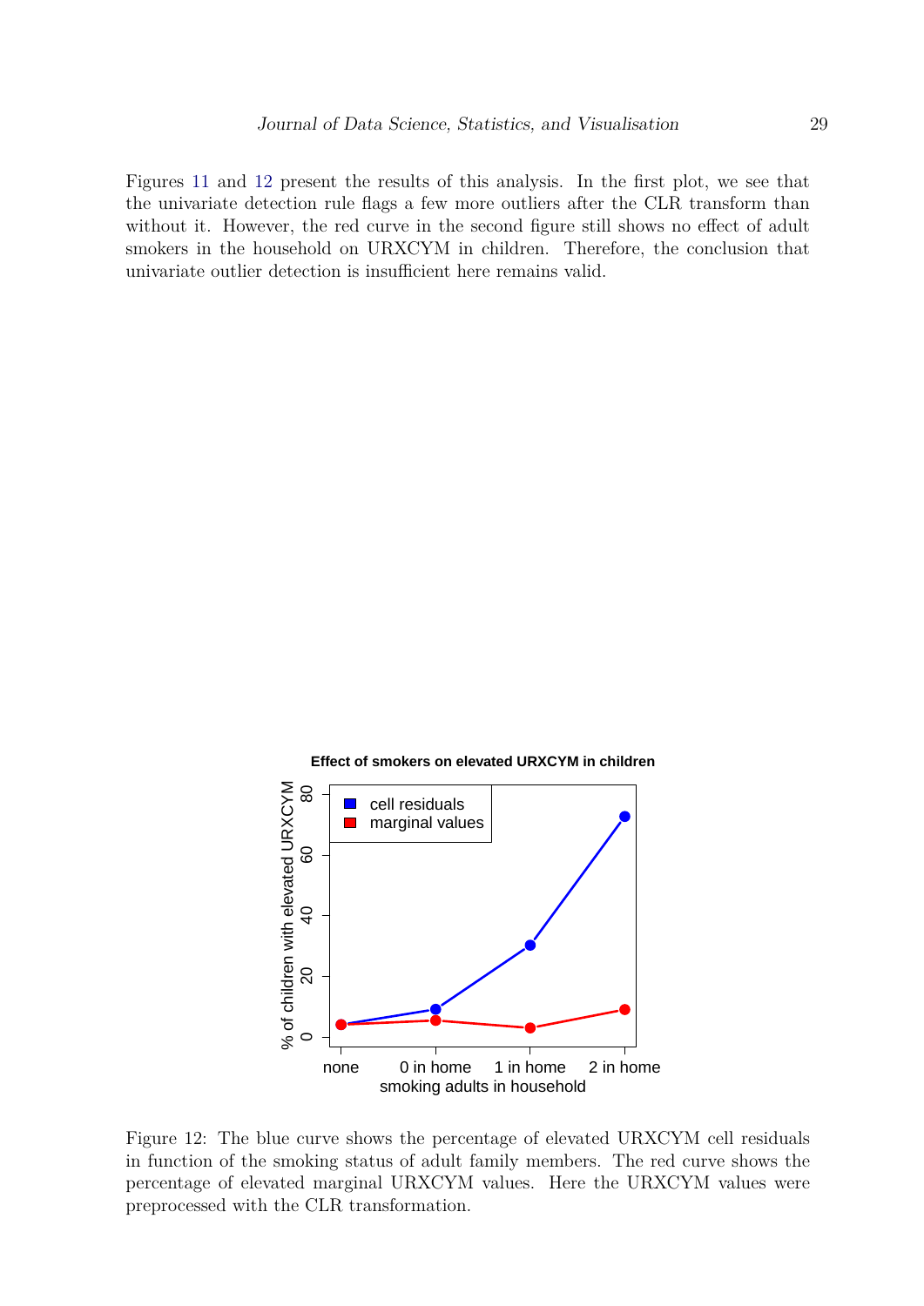Figures 11 and 12 present the results of this analysis. In the first plot, we see that the univariate detection rule flags a few more outliers after the CLR transform than without it. However, the red curve in the second figure still shows no effect of adult smokers in the household on URXCYM in children. Therefore, the conclusion that univariate outlier detection is insufficient here remains valid.

Figure 12: The blue curve shows the percentage of elevated URXCYM cell residuals in function of the smoking status of adult family members. The red curve shows the percentage of elevated marginal URXCYM values. Here the URXCYM values were preprocessed with the CLR transformation.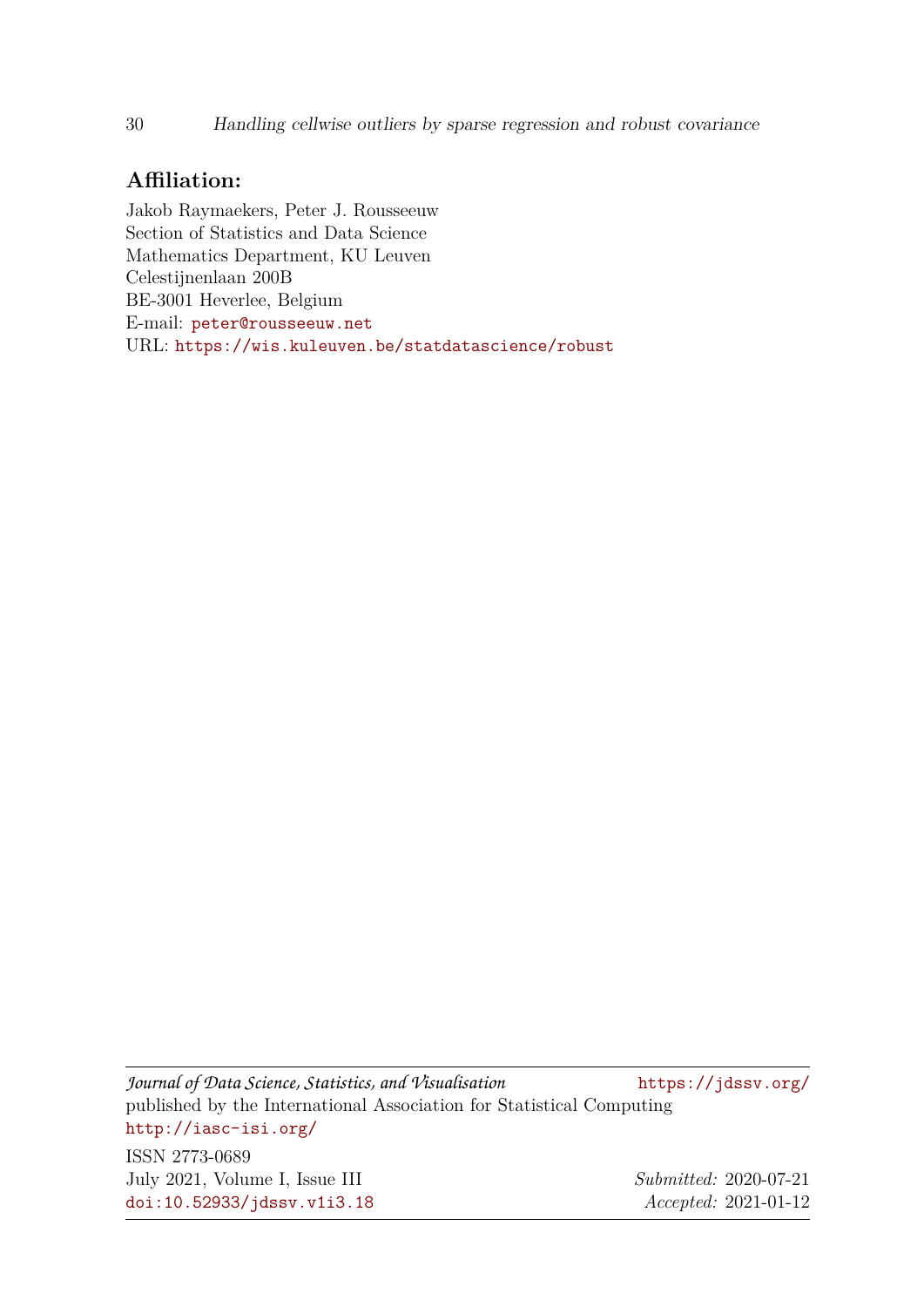## Affiliation:

Jakob Raymaekers, Peter J. Rousseeuw
Section of Statistics and Data Science
Mathematics Department, KU Leuven
Celestijnenlaan 200B
BE-3001 Heverlee, Belgium
E-mail: peter@rousseeuw.net
URL: https://wis.kuleuven.be/statdatascience/robust

*Journal of Data Science, Statistics, and Visualisation* https://jdssv.org/
published by the International Association for Statistical Computing
http://iasc-isi.org/

ISSN 2773-0689
July 2021, Volume I, Issue III
doi:10.52933/jdssv.v1i3.18

*Submitted:* 2020-07-21
*Accepted:* 2021-01-12